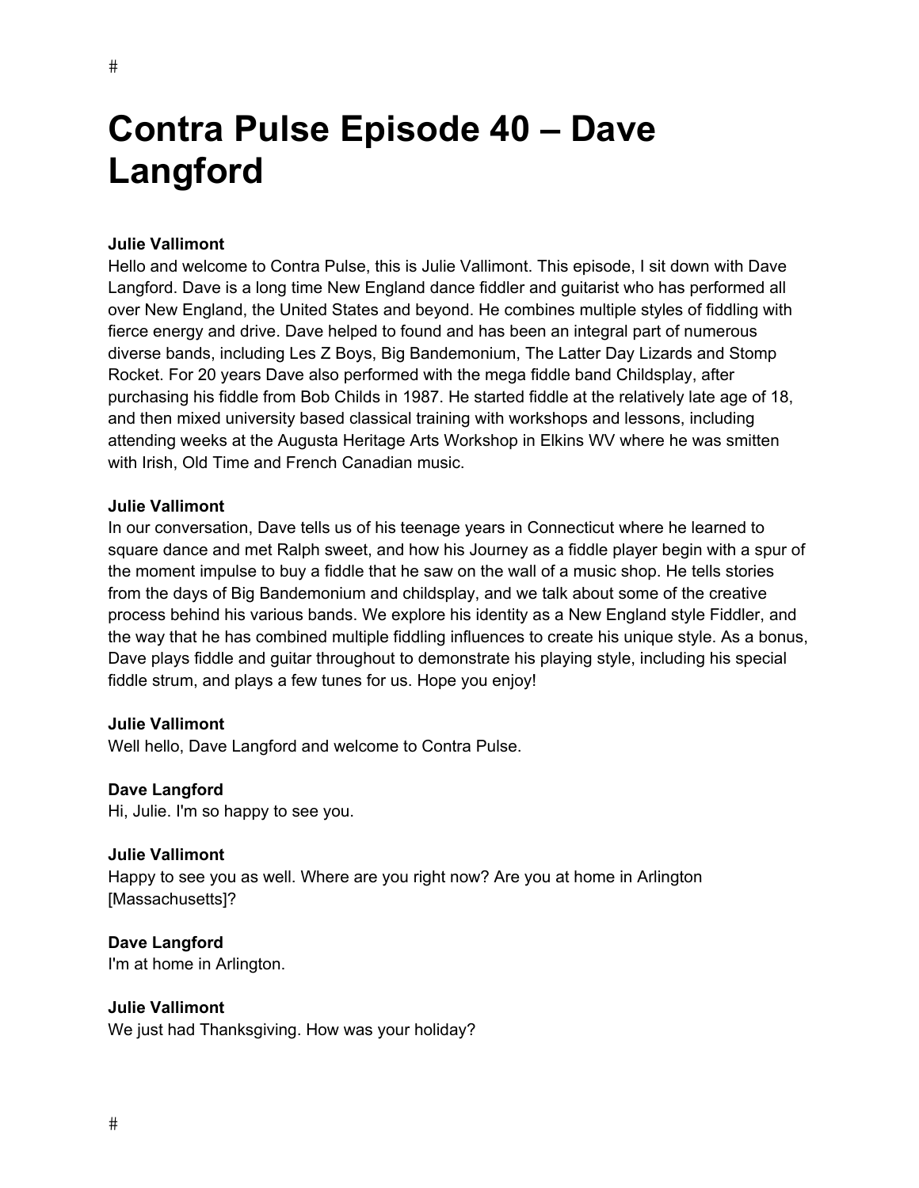# Contra Pulse Episode 40 – Dave Langford

**Julie Vallimont**
Hello and welcome to Contra Pulse, this is Julie Vallimont. This episode, I sit down with Dave Langford. Dave is a long time New England dance fiddler and guitarist who has performed all over New England, the United States and beyond. He combines multiple styles of fiddling with fierce energy and drive. Dave helped to found and has been an integral part of numerous diverse bands, including Les Z Boys, Big Bandemonium, The Latter Day Lizards and Stomp Rocket. For 20 years Dave also performed with the mega fiddle band Childsplay, after purchasing his fiddle from Bob Childs in 1987. He started fiddle at the relatively late age of 18, and then mixed university based classical training with workshops and lessons, including attending weeks at the Augusta Heritage Arts Workshop in Elkins WV where he was smitten with Irish, Old Time and French Canadian music.

**Julie Vallimont**
In our conversation, Dave tells us of his teenage years in Connecticut where he learned to square dance and met Ralph sweet, and how his Journey as a fiddle player begin with a spur of the moment impulse to buy a fiddle that he saw on the wall of a music shop. He tells stories from the days of Big Bandemonium and childsplay, and we talk about some of the creative process behind his various bands. We explore his identity as a New England style Fiddler, and the way that he has combined multiple fiddling influences to create his unique style. As a bonus, Dave plays fiddle and guitar throughout to demonstrate his playing style, including his special fiddle strum, and plays a few tunes for us. Hope you enjoy!

**Julie Vallimont**
Well hello, Dave Langford and welcome to Contra Pulse.

**Dave Langford**
Hi, Julie. I'm so happy to see you.

**Julie Vallimont**
Happy to see you as well. Where are you right now? Are you at home in Arlington [Massachusetts]?

**Dave Langford**
I'm at home in Arlington.

**Julie Vallimont**
We just had Thanksgiving. How was your holiday?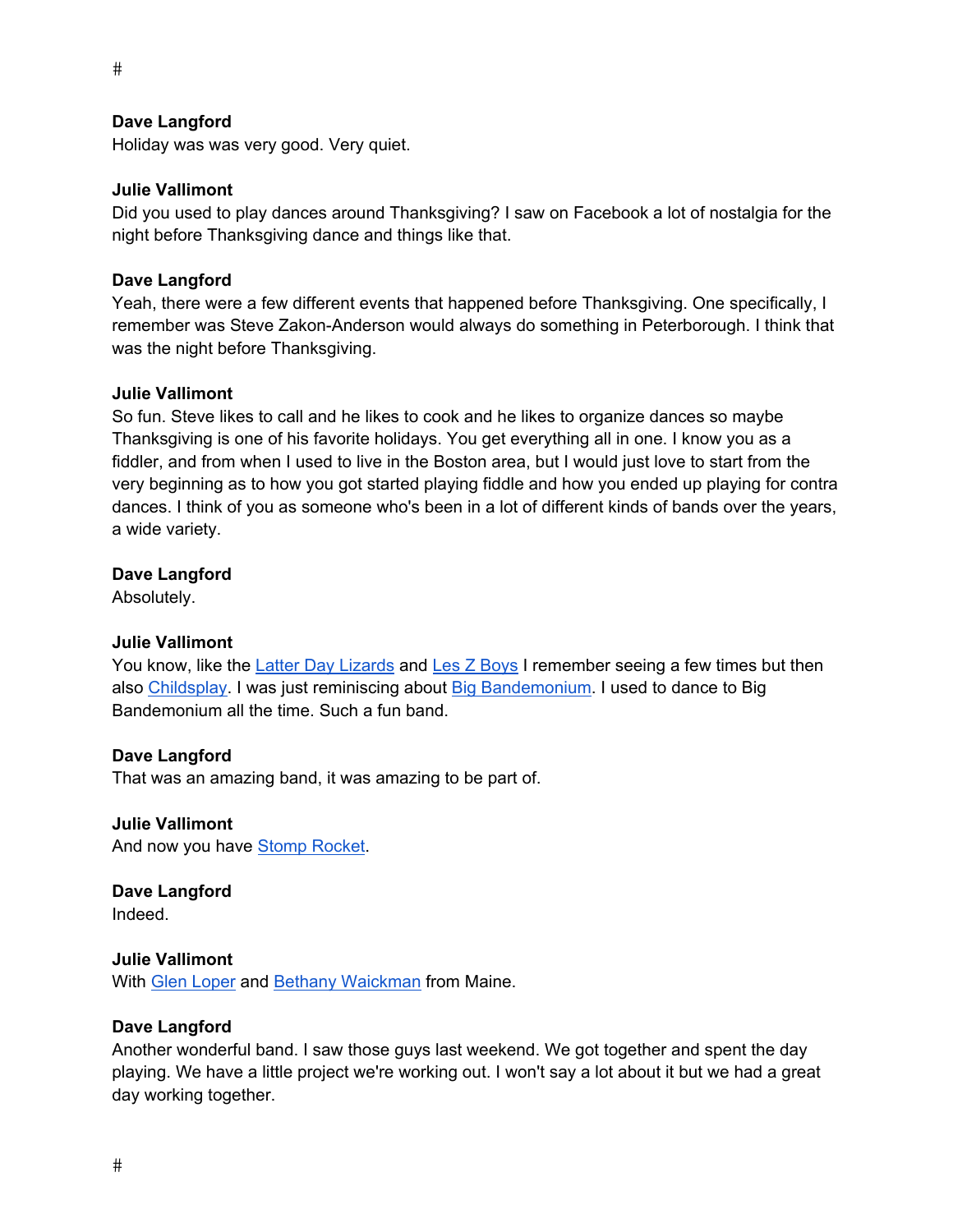#

**Dave Langford**
Holiday was was very good. Very quiet.

**Julie Vallimont**
Did you used to play dances around Thanksgiving? I saw on Facebook a lot of nostalgia for the night before Thanksgiving dance and things like that.

**Dave Langford**
Yeah, there were a few different events that happened before Thanksgiving. One specifically, I remember was Steve Zakon-Anderson would always do something in Peterborough. I think that was the night before Thanksgiving.

**Julie Vallimont**
So fun. Steve likes to call and he likes to cook and he likes to organize dances so maybe Thanksgiving is one of his favorite holidays. You get everything all in one. I know you as a fiddler, and from when I used to live in the Boston area, but I would just love to start from the very beginning as to how you got started playing fiddle and how you ended up playing for contra dances. I think of you as someone who's been in a lot of different kinds of bands over the years, a wide variety.

**Dave Langford**
Absolutely.

**Julie Vallimont**
You know, like the Latter Day Lizards and Les Z Boys I remember seeing a few times but then also Childsplay. I was just reminiscing about Big Bandemonium. I used to dance to Big Bandemonium all the time. Such a fun band.

**Dave Langford**
That was an amazing band, it was amazing to be part of.

**Julie Vallimont**
And now you have Stomp Rocket.

**Dave Langford**
Indeed.

**Julie Vallimont**
With Glen Loper and Bethany Waickman from Maine.

**Dave Langford**
Another wonderful band. I saw those guys last weekend. We got together and spent the day playing. We have a little project we're working out. I won't say a lot about it but we had a great day working together.

#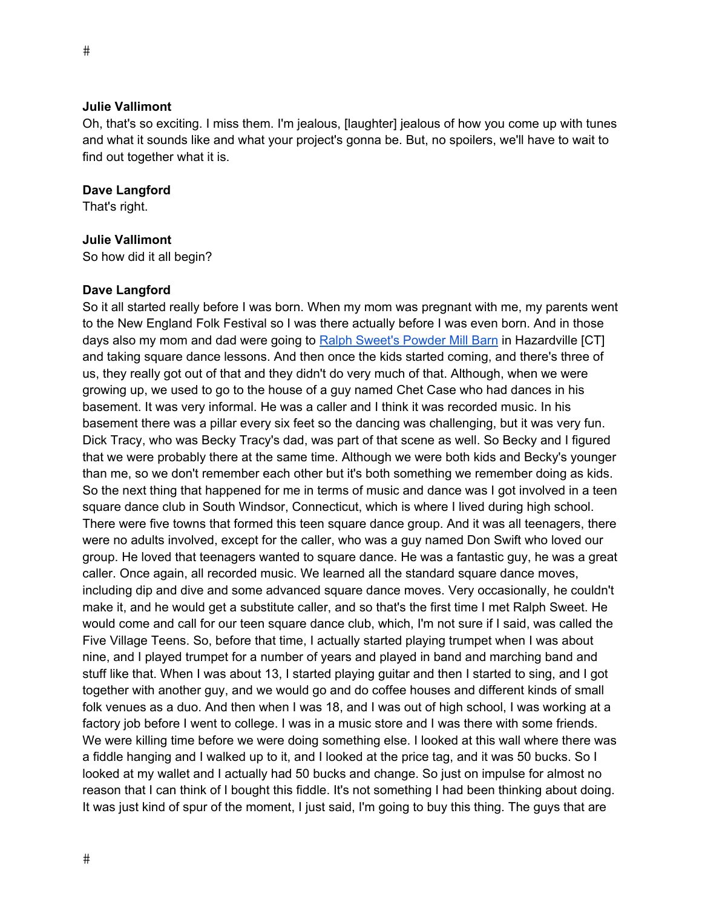**Julie Vallimont**
Oh, that's so exciting. I miss them. I'm jealous, [laughter] jealous of how you come up with tunes and what it sounds like and what your project's gonna be. But, no spoilers, we'll have to wait to find out together what it is.

**Dave Langford**
That's right.

**Julie Vallimont**
So how did it all begin?

**Dave Langford**
So it all started really before I was born. When my mom was pregnant with me, my parents went to the New England Folk Festival so I was there actually before I was even born. And in those days also my mom and dad were going to [Ralph Sweet's Powder Mill Barn] in Hazardville [CT] and taking square dance lessons. And then once the kids started coming, and there's three of us, they really got out of that and they didn't do very much of that. Although, when we were growing up, we used to go to the house of a guy named Chet Case who had dances in his basement. It was very informal. He was a caller and I think it was recorded music. In his basement there was a pillar every six feet so the dancing was challenging, but it was very fun. Dick Tracy, who was Becky Tracy's dad, was part of that scene as well. So Becky and I figured that we were probably there at the same time. Although we were both kids and Becky's younger than me, so we don't remember each other but it's both something we remember doing as kids. So the next thing that happened for me in terms of music and dance was I got involved in a teen square dance club in South Windsor, Connecticut, which is where I lived during high school. There were five towns that formed this teen square dance group. And it was all teenagers, there were no adults involved, except for the caller, who was a guy named Don Swift who loved our group. He loved that teenagers wanted to square dance. He was a fantastic guy, he was a great caller. Once again, all recorded music. We learned all the standard square dance moves, including dip and dive and some advanced square dance moves. Very occasionally, he couldn't make it, and he would get a substitute caller, and so that's the first time I met Ralph Sweet. He would come and call for our teen square dance club, which, I'm not sure if I said, was called the Five Village Teens. So, before that time, I actually started playing trumpet when I was about nine, and I played trumpet for a number of years and played in band and marching band and stuff like that. When I was about 13, I started playing guitar and then I started to sing, and I got together with another guy, and we would go and do coffee houses and different kinds of small folk venues as a duo. And then when I was 18, and I was out of high school, I was working at a factory job before I went to college. I was in a music store and I was there with some friends. We were killing time before we were doing something else. I looked at this wall where there was a fiddle hanging and I walked up to it, and I looked at the price tag, and it was 50 bucks. So I looked at my wallet and I actually had 50 bucks and change. So just on impulse for almost no reason that I can think of I bought this fiddle. It's not something I had been thinking about doing. It was just kind of spur of the moment, I just said, I'm going to buy this thing. The guys that are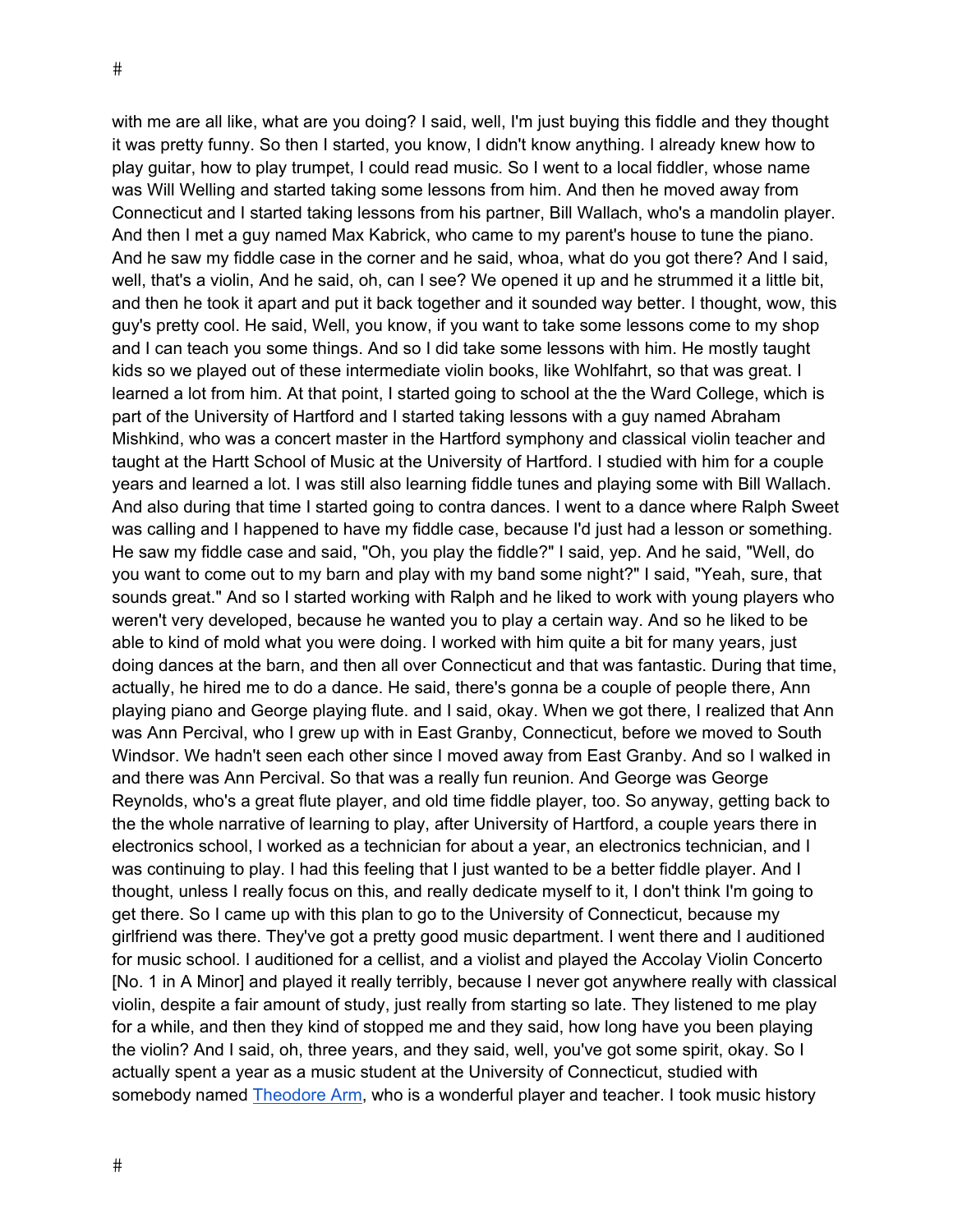with me are all like, what are you doing? I said, well, I'm just buying this fiddle and they thought it was pretty funny. So then I started, you know, I didn't know anything. I already knew how to play guitar, how to play trumpet, I could read music. So I went to a local fiddler, whose name was Will Welling and started taking some lessons from him. And then he moved away from Connecticut and I started taking lessons from his partner, Bill Wallach, who's a mandolin player. And then I met a guy named Max Kabrick, who came to my parent's house to tune the piano. And he saw my fiddle case in the corner and he said, whoa, what do you got there? And I said, well, that's a violin, And he said, oh, can I see? We opened it up and he strummed it a little bit, and then he took it apart and put it back together and it sounded way better. I thought, wow, this guy's pretty cool. He said, Well, you know, if you want to take some lessons come to my shop and I can teach you some things. And so I did take some lessons with him. He mostly taught kids so we played out of these intermediate violin books, like Wohlfahrt, so that was great. I learned a lot from him. At that point, I started going to school at the the Ward College, which is part of the University of Hartford and I started taking lessons with a guy named Abraham Mishkind, who was a concert master in the Hartford symphony and classical violin teacher and taught at the Hartt School of Music at the University of Hartford. I studied with him for a couple years and learned a lot. I was still also learning fiddle tunes and playing some with Bill Wallach. And also during that time I started going to contra dances. I went to a dance where Ralph Sweet was calling and I happened to have my fiddle case, because I'd just had a lesson or something. He saw my fiddle case and said, "Oh, you play the fiddle?" I said, yep. And he said, "Well, do you want to come out to my barn and play with my band some night?" I said, "Yeah, sure, that sounds great." And so I started working with Ralph and he liked to work with young players who weren't very developed, because he wanted you to play a certain way. And so he liked to be able to kind of mold what you were doing. I worked with him quite a bit for many years, just doing dances at the barn, and then all over Connecticut and that was fantastic. During that time, actually, he hired me to do a dance. He said, there's gonna be a couple of people there, Ann playing piano and George playing flute. and I said, okay. When we got there, I realized that Ann was Ann Percival, who I grew up with in East Granby, Connecticut, before we moved to South Windsor. We hadn't seen each other since I moved away from East Granby. And so I walked in and there was Ann Percival. So that was a really fun reunion. And George was George Reynolds, who's a great flute player, and old time fiddle player, too. So anyway, getting back to the the whole narrative of learning to play, after University of Hartford, a couple years there in electronics school, I worked as a technician for about a year, an electronics technician, and I was continuing to play. I had this feeling that I just wanted to be a better fiddle player. And I thought, unless I really focus on this, and really dedicate myself to it, I don't think I'm going to get there. So I came up with this plan to go to the University of Connecticut, because my girlfriend was there. They've got a pretty good music department. I went there and I auditioned for music school. I auditioned for a cellist, and a violist and played the Accolay Violin Concerto [No. 1 in A Minor] and played it really terribly, because I never got anywhere really with classical violin, despite a fair amount of study, just really from starting so late. They listened to me play for a while, and then they kind of stopped me and they said, how long have you been playing the violin? And I said, oh, three years, and they said, well, you've got some spirit, okay. So I actually spent a year as a music student at the University of Connecticut, studied with somebody named Theodore Arm, who is a wonderful player and teacher. I took music history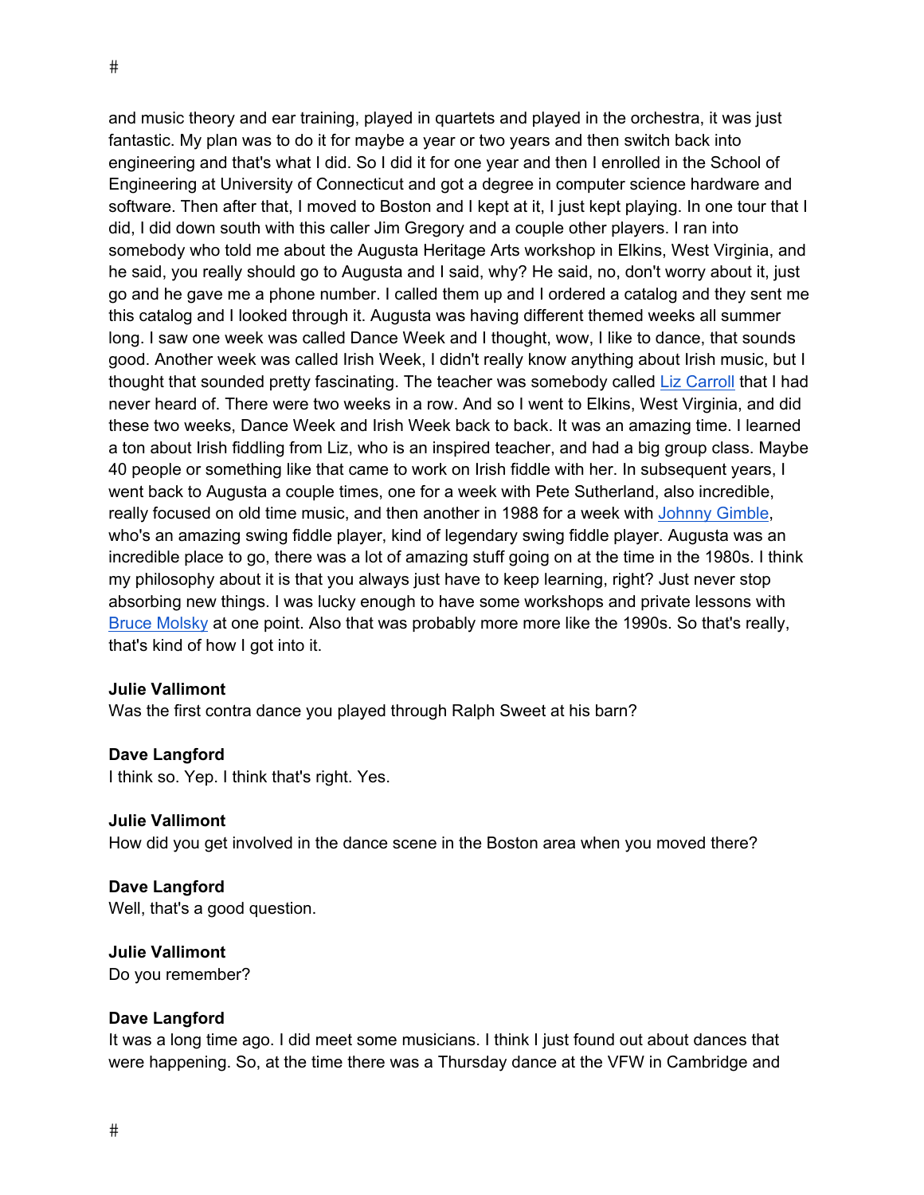and music theory and ear training, played in quartets and played in the orchestra, it was just fantastic. My plan was to do it for maybe a year or two years and then switch back into engineering and that's what I did. So I did it for one year and then I enrolled in the School of Engineering at University of Connecticut and got a degree in computer science hardware and software. Then after that, I moved to Boston and I kept at it, I just kept playing. In one tour that I did, I did down south with this caller Jim Gregory and a couple other players. I ran into somebody who told me about the Augusta Heritage Arts workshop in Elkins, West Virginia, and he said, you really should go to Augusta and I said, why? He said, no, don't worry about it, just go and he gave me a phone number. I called them up and I ordered a catalog and they sent me this catalog and I looked through it. Augusta was having different themed weeks all summer long. I saw one week was called Dance Week and I thought, wow, I like to dance, that sounds good. Another week was called Irish Week, I didn't really know anything about Irish music, but I thought that sounded pretty fascinating. The teacher was somebody called Liz Carroll that I had never heard of. There were two weeks in a row. And so I went to Elkins, West Virginia, and did these two weeks, Dance Week and Irish Week back to back. It was an amazing time. I learned a ton about Irish fiddling from Liz, who is an inspired teacher, and had a big group class. Maybe 40 people or something like that came to work on Irish fiddle with her. In subsequent years, I went back to Augusta a couple times, one for a week with Pete Sutherland, also incredible, really focused on old time music, and then another in 1988 for a week with Johnny Gimble, who's an amazing swing fiddle player, kind of legendary swing fiddle player. Augusta was an incredible place to go, there was a lot of amazing stuff going on at the time in the 1980s. I think my philosophy about it is that you always just have to keep learning, right? Just never stop absorbing new things. I was lucky enough to have some workshops and private lessons with Bruce Molsky at one point. Also that was probably more more like the 1990s. So that's really, that's kind of how I got into it.

**Julie Vallimont**
Was the first contra dance you played through Ralph Sweet at his barn?

**Dave Langford**
I think so. Yep. I think that's right. Yes.

**Julie Vallimont**
How did you get involved in the dance scene in the Boston area when you moved there?

**Dave Langford**
Well, that's a good question.

**Julie Vallimont**
Do you remember?

**Dave Langford**
It was a long time ago. I did meet some musicians. I think I just found out about dances that were happening. So, at the time there was a Thursday dance at the VFW in Cambridge and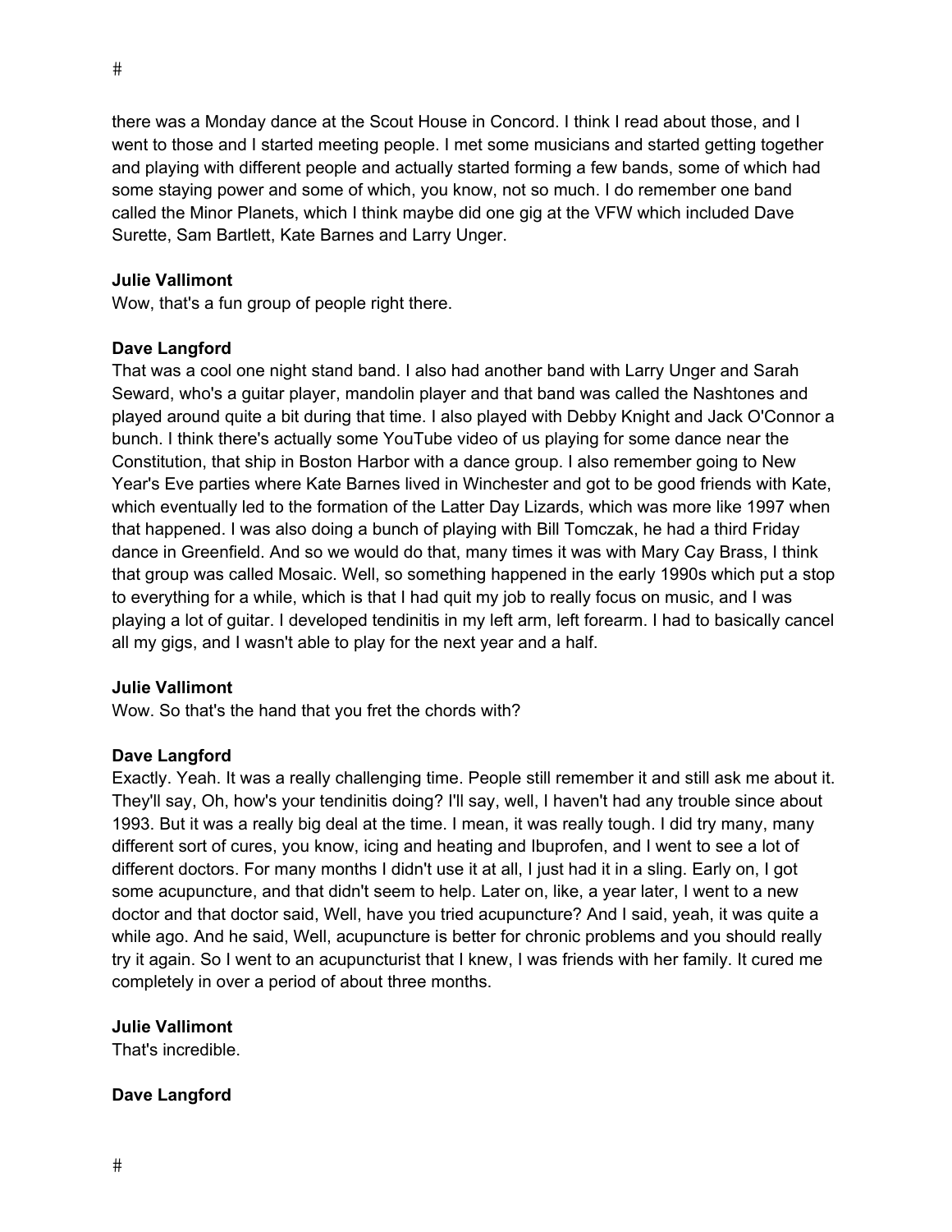there was a Monday dance at the Scout House in Concord. I think I read about those, and I went to those and I started meeting people. I met some musicians and started getting together and playing with different people and actually started forming a few bands, some of which had some staying power and some of which, you know, not so much. I do remember one band called the Minor Planets, which I think maybe did one gig at the VFW which included Dave Surette, Sam Bartlett, Kate Barnes and Larry Unger.

**Julie Vallimont**
Wow, that's a fun group of people right there.

**Dave Langford**
That was a cool one night stand band. I also had another band with Larry Unger and Sarah Seward, who's a guitar player, mandolin player and that band was called the Nashtones and played around quite a bit during that time. I also played with Debby Knight and Jack O'Connor a bunch. I think there's actually some YouTube video of us playing for some dance near the Constitution, that ship in Boston Harbor with a dance group. I also remember going to New Year's Eve parties where Kate Barnes lived in Winchester and got to be good friends with Kate, which eventually led to the formation of the Latter Day Lizards, which was more like 1997 when that happened. I was also doing a bunch of playing with Bill Tomczak, he had a third Friday dance in Greenfield. And so we would do that, many times it was with Mary Cay Brass, I think that group was called Mosaic. Well, so something happened in the early 1990s which put a stop to everything for a while, which is that I had quit my job to really focus on music, and I was playing a lot of guitar. I developed tendinitis in my left arm, left forearm. I had to basically cancel all my gigs, and I wasn't able to play for the next year and a half.

**Julie Vallimont**
Wow. So that's the hand that you fret the chords with?

**Dave Langford**
Exactly. Yeah. It was a really challenging time. People still remember it and still ask me about it. They'll say, Oh, how's your tendinitis doing? I'll say, well, I haven't had any trouble since about 1993. But it was a really big deal at the time. I mean, it was really tough. I did try many, many different sort of cures, you know, icing and heating and Ibuprofen, and I went to see a lot of different doctors. For many months I didn't use it at all, I just had it in a sling. Early on, I got some acupuncture, and that didn't seem to help. Later on, like, a year later, I went to a new doctor and that doctor said, Well, have you tried acupuncture? And I said, yeah, it was quite a while ago. And he said, Well, acupuncture is better for chronic problems and you should really try it again. So I went to an acupuncturist that I knew, I was friends with her family. It cured me completely in over a period of about three months.

**Julie Vallimont**
That's incredible.

**Dave Langford**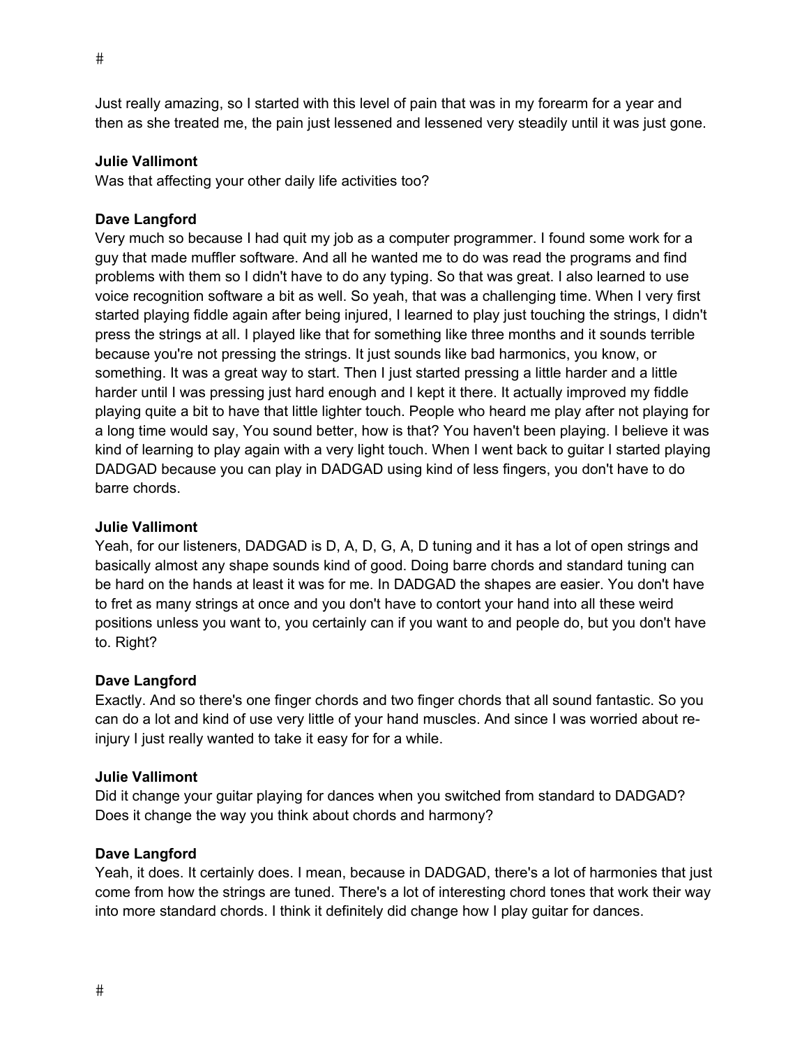Just really amazing, so I started with this level of pain that was in my forearm for a year and then as she treated me, the pain just lessened and lessened very steadily until it was just gone.

**Julie Vallimont**
Was that affecting your other daily life activities too?

**Dave Langford**
Very much so because I had quit my job as a computer programmer. I found some work for a guy that made muffler software. And all he wanted me to do was read the programs and find problems with them so I didn't have to do any typing. So that was great. I also learned to use voice recognition software a bit as well. So yeah, that was a challenging time. When I very first started playing fiddle again after being injured, I learned to play just touching the strings, I didn't press the strings at all. I played like that for something like three months and it sounds terrible because you're not pressing the strings. It just sounds like bad harmonics, you know, or something. It was a great way to start. Then I just started pressing a little harder and a little harder until I was pressing just hard enough and I kept it there. It actually improved my fiddle playing quite a bit to have that little lighter touch. People who heard me play after not playing for a long time would say, You sound better, how is that? You haven't been playing. I believe it was kind of learning to play again with a very light touch. When I went back to guitar I started playing DADGAD because you can play in DADGAD using kind of less fingers, you don't have to do barre chords.

**Julie Vallimont**
Yeah, for our listeners, DADGAD is D, A, D, G, A, D tuning and it has a lot of open strings and basically almost any shape sounds kind of good. Doing barre chords and standard tuning can be hard on the hands at least it was for me. In DADGAD the shapes are easier. You don't have to fret as many strings at once and you don't have to contort your hand into all these weird positions unless you want to, you certainly can if you want to and people do, but you don't have to. Right?

**Dave Langford**
Exactly. And so there's one finger chords and two finger chords that all sound fantastic. So you can do a lot and kind of use very little of your hand muscles. And since I was worried about re-injury I just really wanted to take it easy for for a while.

**Julie Vallimont**
Did it change your guitar playing for dances when you switched from standard to DADGAD? Does it change the way you think about chords and harmony?

**Dave Langford**
Yeah, it does. It certainly does. I mean, because in DADGAD, there's a lot of harmonies that just come from how the strings are tuned. There's a lot of interesting chord tones that work their way into more standard chords. I think it definitely did change how I play guitar for dances.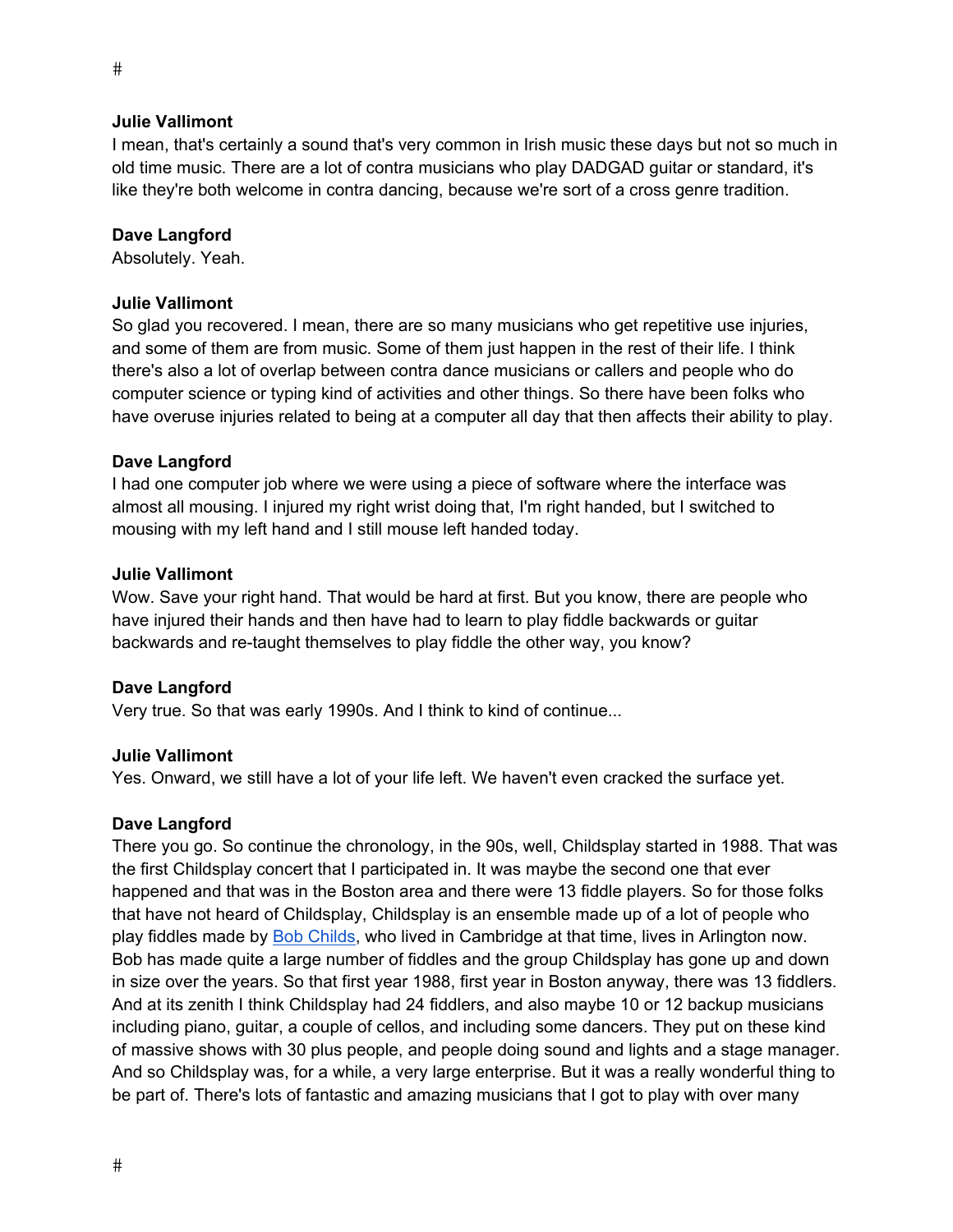**Julie Vallimont**
I mean, that's certainly a sound that's very common in Irish music these days but not so much in old time music. There are a lot of contra musicians who play DADGAD guitar or standard, it's like they're both welcome in contra dancing, because we're sort of a cross genre tradition.

**Dave Langford**
Absolutely. Yeah.

**Julie Vallimont**
So glad you recovered. I mean, there are so many musicians who get repetitive use injuries, and some of them are from music. Some of them just happen in the rest of their life. I think there's also a lot of overlap between contra dance musicians or callers and people who do computer science or typing kind of activities and other things. So there have been folks who have overuse injuries related to being at a computer all day that then affects their ability to play.

**Dave Langford**
I had one computer job where we were using a piece of software where the interface was almost all mousing. I injured my right wrist doing that, I'm right handed, but I switched to mousing with my left hand and I still mouse left handed today.

**Julie Vallimont**
Wow. Save your right hand. That would be hard at first. But you know, there are people who have injured their hands and then have had to learn to play fiddle backwards or guitar backwards and re-taught themselves to play fiddle the other way, you know?

**Dave Langford**
Very true. So that was early 1990s. And I think to kind of continue...

**Julie Vallimont**
Yes. Onward, we still have a lot of your life left. We haven't even cracked the surface yet.

**Dave Langford**
There you go. So continue the chronology, in the 90s, well, Childsplay started in 1988. That was the first Childsplay concert that I participated in. It was maybe the second one that ever happened and that was in the Boston area and there were 13 fiddle players. So for those folks that have not heard of Childsplay, Childsplay is an ensemble made up of a lot of people who play fiddles made by Bob Childs, who lived in Cambridge at that time, lives in Arlington now. Bob has made quite a large number of fiddles and the group Childsplay has gone up and down in size over the years. So that first year 1988, first year in Boston anyway, there was 13 fiddlers. And at its zenith I think Childsplay had 24 fiddlers, and also maybe 10 or 12 backup musicians including piano, guitar, a couple of cellos, and including some dancers. They put on these kind of massive shows with 30 plus people, and people doing sound and lights and a stage manager. And so Childsplay was, for a while, a very large enterprise. But it was a really wonderful thing to be part of. There's lots of fantastic and amazing musicians that I got to play with over many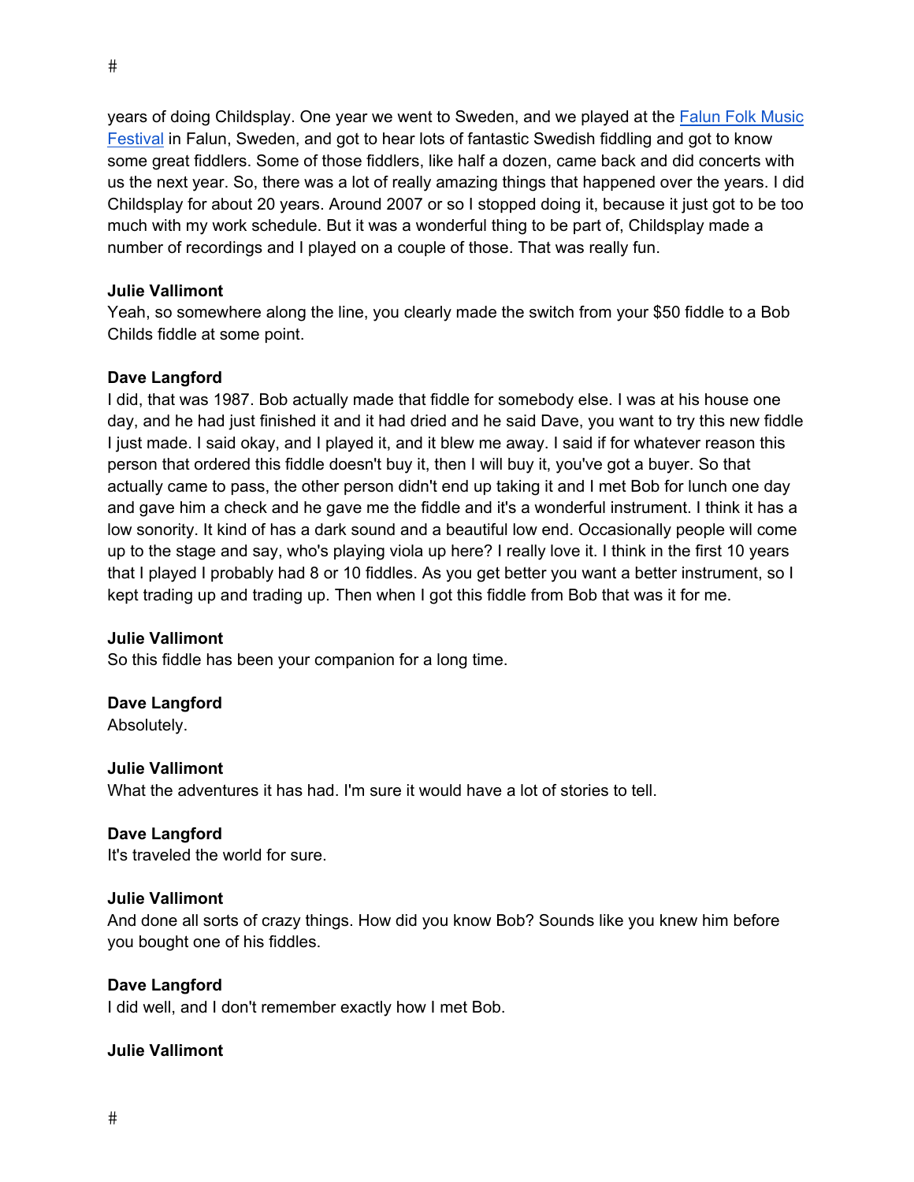years of doing Childsplay. One year we went to Sweden, and we played at the Falun Folk Music Festival in Falun, Sweden, and got to hear lots of fantastic Swedish fiddling and got to know some great fiddlers. Some of those fiddlers, like half a dozen, came back and did concerts with us the next year. So, there was a lot of really amazing things that happened over the years. I did Childsplay for about 20 years. Around 2007 or so I stopped doing it, because it just got to be too much with my work schedule. But it was a wonderful thing to be part of, Childsplay made a number of recordings and I played on a couple of those. That was really fun.

**Julie Vallimont**
Yeah, so somewhere along the line, you clearly made the switch from your $50 fiddle to a Bob Childs fiddle at some point.

**Dave Langford**
I did, that was 1987. Bob actually made that fiddle for somebody else. I was at his house one day, and he had just finished it and it had dried and he said Dave, you want to try this new fiddle I just made. I said okay, and I played it, and it blew me away. I said if for whatever reason this person that ordered this fiddle doesn't buy it, then I will buy it, you've got a buyer. So that actually came to pass, the other person didn't end up taking it and I met Bob for lunch one day and gave him a check and he gave me the fiddle and it's a wonderful instrument. I think it has a low sonority. It kind of has a dark sound and a beautiful low end. Occasionally people will come up to the stage and say, who's playing viola up here? I really love it. I think in the first 10 years that I played I probably had 8 or 10 fiddles. As you get better you want a better instrument, so I kept trading up and trading up. Then when I got this fiddle from Bob that was it for me.

**Julie Vallimont**
So this fiddle has been your companion for a long time.

**Dave Langford**
Absolutely.

**Julie Vallimont**
What the adventures it has had. I'm sure it would have a lot of stories to tell.

**Dave Langford**
It's traveled the world for sure.

**Julie Vallimont**
And done all sorts of crazy things. How did you know Bob? Sounds like you knew him before you bought one of his fiddles.

**Dave Langford**
I did well, and I don't remember exactly how I met Bob.

**Julie Vallimont**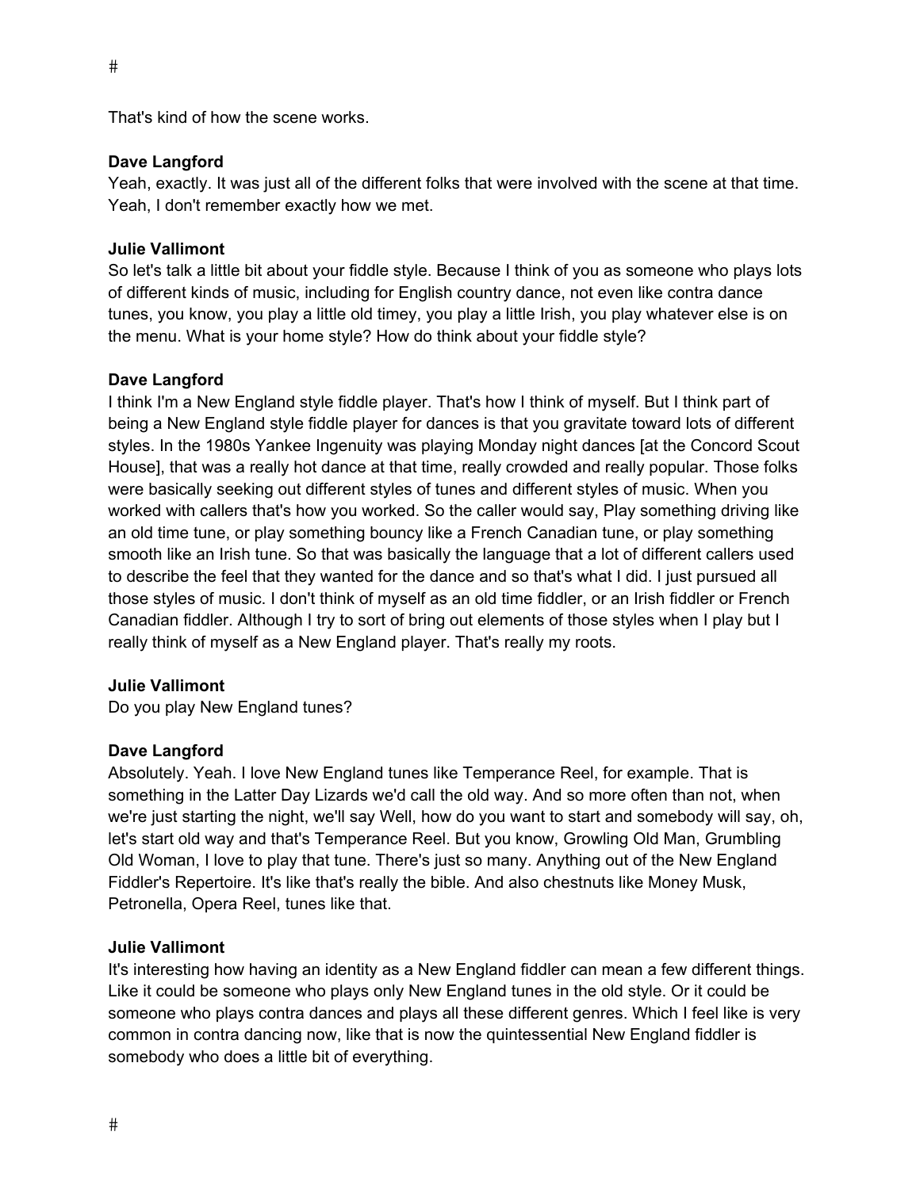#

That's kind of how the scene works.

**Dave Langford**
Yeah, exactly. It was just all of the different folks that were involved with the scene at that time. Yeah, I don't remember exactly how we met.

**Julie Vallimont**
So let's talk a little bit about your fiddle style. Because I think of you as someone who plays lots of different kinds of music, including for English country dance, not even like contra dance tunes, you know, you play a little old timey, you play a little Irish, you play whatever else is on the menu. What is your home style? How do think about your fiddle style?

**Dave Langford**
I think I'm a New England style fiddle player. That's how I think of myself. But I think part of being a New England style fiddle player for dances is that you gravitate toward lots of different styles. In the 1980s Yankee Ingenuity was playing Monday night dances [at the Concord Scout House], that was a really hot dance at that time, really crowded and really popular. Those folks were basically seeking out different styles of tunes and different styles of music. When you worked with callers that's how you worked. So the caller would say, Play something driving like an old time tune, or play something bouncy like a French Canadian tune, or play something smooth like an Irish tune. So that was basically the language that a lot of different callers used to describe the feel that they wanted for the dance and so that's what I did. I just pursued all those styles of music. I don't think of myself as an old time fiddler, or an Irish fiddler or French Canadian fiddler. Although I try to sort of bring out elements of those styles when I play but I really think of myself as a New England player. That's really my roots.

**Julie Vallimont**
Do you play New England tunes?

**Dave Langford**
Absolutely. Yeah. I love New England tunes like Temperance Reel, for example. That is something in the Latter Day Lizards we'd call the old way. And so more often than not, when we're just starting the night, we'll say Well, how do you want to start and somebody will say, oh, let's start old way and that's Temperance Reel. But you know, Growling Old Man, Grumbling Old Woman, I love to play that tune. There's just so many. Anything out of the New England Fiddler's Repertoire. It's like that's really the bible. And also chestnuts like Money Musk, Petronella, Opera Reel, tunes like that.

**Julie Vallimont**
It's interesting how having an identity as a New England fiddler can mean a few different things. Like it could be someone who plays only New England tunes in the old style. Or it could be someone who plays contra dances and plays all these different genres. Which I feel like is very common in contra dancing now, like that is now the quintessential New England fiddler is somebody who does a little bit of everything.

#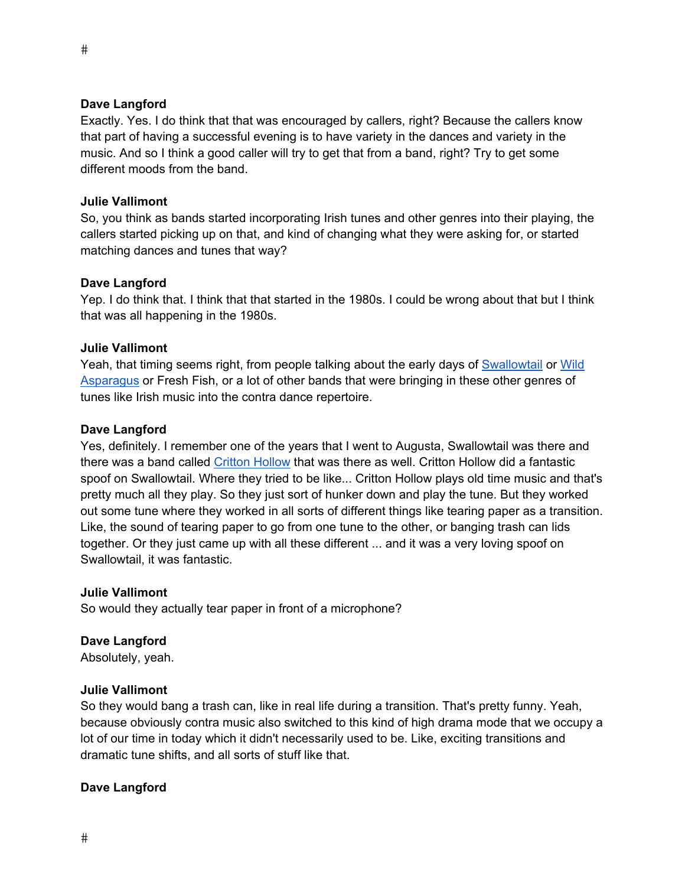**Dave Langford**
Exactly. Yes. I do think that that was encouraged by callers, right? Because the callers know that part of having a successful evening is to have variety in the dances and variety in the music. And so I think a good caller will try to get that from a band, right? Try to get some different moods from the band.

**Julie Vallimont**
So, you think as bands started incorporating Irish tunes and other genres into their playing, the callers started picking up on that, and kind of changing what they were asking for, or started matching dances and tunes that way?

**Dave Langford**
Yep. I do think that. I think that that started in the 1980s. I could be wrong about that but I think that was all happening in the 1980s.

**Julie Vallimont**
Yeah, that timing seems right, from people talking about the early days of Swallowtail or Wild Asparagus or Fresh Fish, or a lot of other bands that were bringing in these other genres of tunes like Irish music into the contra dance repertoire.

**Dave Langford**
Yes, definitely. I remember one of the years that I went to Augusta, Swallowtail was there and there was a band called Critton Hollow that was there as well. Critton Hollow did a fantastic spoof on Swallowtail. Where they tried to be like... Critton Hollow plays old time music and that's pretty much all they play. So they just sort of hunker down and play the tune. But they worked out some tune where they worked in all sorts of different things like tearing paper as a transition. Like, the sound of tearing paper to go from one tune to the other, or banging trash can lids together. Or they just came up with all these different ... and it was a very loving spoof on Swallowtail, it was fantastic.

**Julie Vallimont**
So would they actually tear paper in front of a microphone?

**Dave Langford**
Absolutely, yeah.

**Julie Vallimont**
So they would bang a trash can, like in real life during a transition. That's pretty funny. Yeah, because obviously contra music also switched to this kind of high drama mode that we occupy a lot of our time in today which it didn't necessarily used to be. Like, exciting transitions and dramatic tune shifts, and all sorts of stuff like that.

**Dave Langford**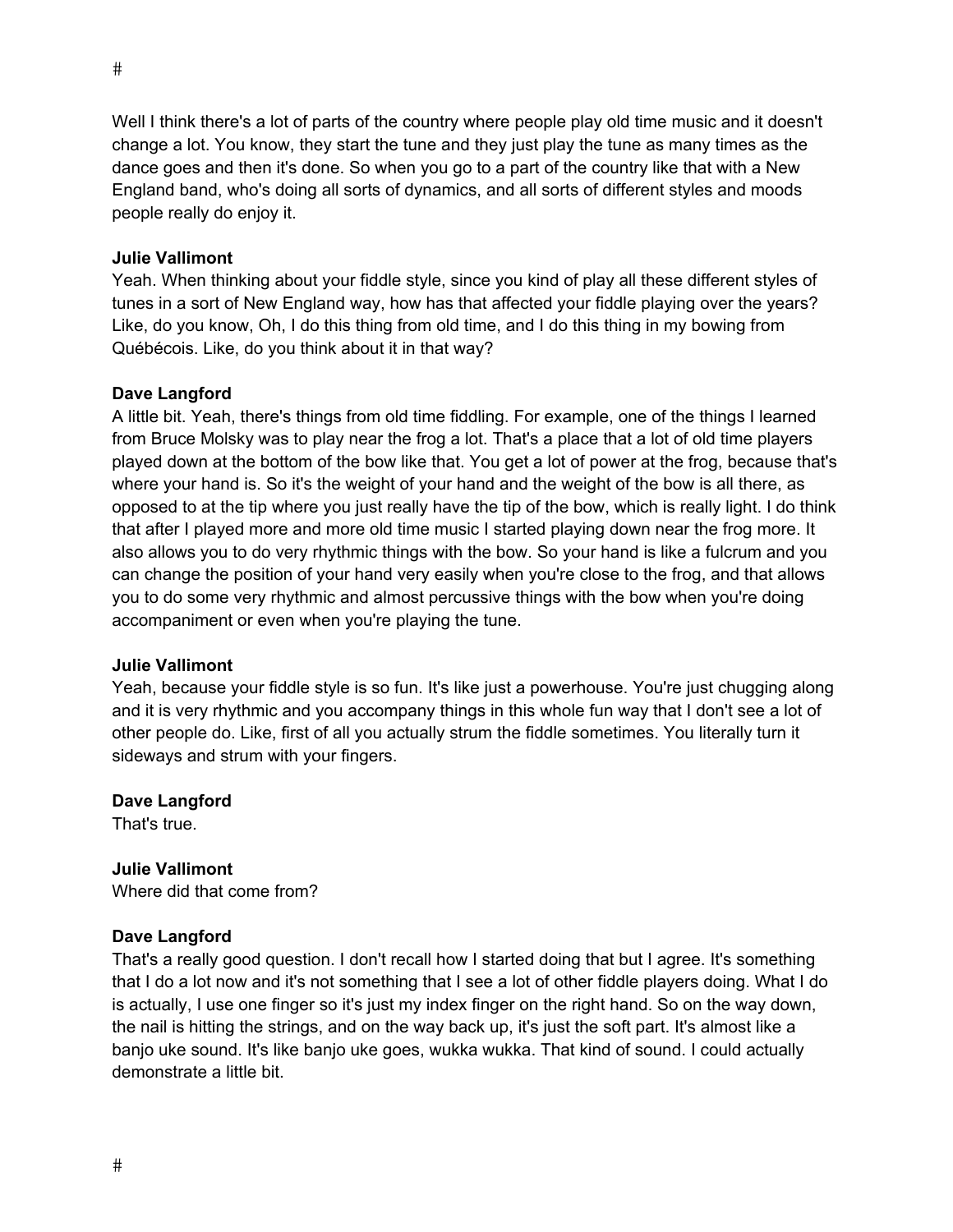Well I think there's a lot of parts of the country where people play old time music and it doesn't change a lot. You know, they start the tune and they just play the tune as many times as the dance goes and then it's done. So when you go to a part of the country like that with a New England band, who's doing all sorts of dynamics, and all sorts of different styles and moods people really do enjoy it.

**Julie Vallimont**
Yeah. When thinking about your fiddle style, since you kind of play all these different styles of tunes in a sort of New England way, how has that affected your fiddle playing over the years? Like, do you know, Oh, I do this thing from old time, and I do this thing in my bowing from Québécois. Like, do you think about it in that way?

**Dave Langford**
A little bit. Yeah, there's things from old time fiddling. For example, one of the things I learned from Bruce Molsky was to play near the frog a lot. That's a place that a lot of old time players played down at the bottom of the bow like that. You get a lot of power at the frog, because that's where your hand is. So it's the weight of your hand and the weight of the bow is all there, as opposed to at the tip where you just really have the tip of the bow, which is really light. I do think that after I played more and more old time music I started playing down near the frog more. It also allows you to do very rhythmic things with the bow. So your hand is like a fulcrum and you can change the position of your hand very easily when you're close to the frog, and that allows you to do some very rhythmic and almost percussive things with the bow when you're doing accompaniment or even when you're playing the tune.

**Julie Vallimont**
Yeah, because your fiddle style is so fun. It's like just a powerhouse. You're just chugging along and it is very rhythmic and you accompany things in this whole fun way that I don't see a lot of other people do. Like, first of all you actually strum the fiddle sometimes. You literally turn it sideways and strum with your fingers.

**Dave Langford**
That's true.

**Julie Vallimont**
Where did that come from?

**Dave Langford**
That's a really good question. I don't recall how I started doing that but I agree. It's something that I do a lot now and it's not something that I see a lot of other fiddle players doing. What I do is actually, I use one finger so it's just my index finger on the right hand. So on the way down, the nail is hitting the strings, and on the way back up, it's just the soft part. It's almost like a banjo uke sound. It's like banjo uke goes, wukka wukka. That kind of sound. I could actually demonstrate a little bit.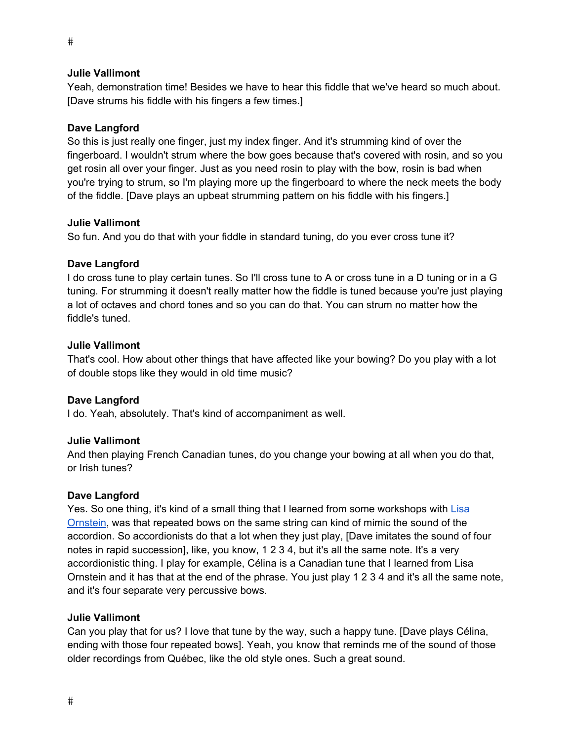#

**Julie Vallimont**
Yeah, demonstration time! Besides we have to hear this fiddle that we've heard so much about. [Dave strums his fiddle with his fingers a few times.]

**Dave Langford**
So this is just really one finger, just my index finger. And it's strumming kind of over the fingerboard. I wouldn't strum where the bow goes because that's covered with rosin, and so you get rosin all over your finger. Just as you need rosin to play with the bow, rosin is bad when you're trying to strum, so I'm playing more up the fingerboard to where the neck meets the body of the fiddle. [Dave plays an upbeat strumming pattern on his fiddle with his fingers.]

**Julie Vallimont**
So fun. And you do that with your fiddle in standard tuning, do you ever cross tune it?

**Dave Langford**
I do cross tune to play certain tunes. So I'll cross tune to A or cross tune in a D tuning or in a G tuning. For strumming it doesn't really matter how the fiddle is tuned because you're just playing a lot of octaves and chord tones and so you can do that. You can strum no matter how the fiddle's tuned.

**Julie Vallimont**
That's cool. How about other things that have affected like your bowing? Do you play with a lot of double stops like they would in old time music?

**Dave Langford**
I do. Yeah, absolutely. That's kind of accompaniment as well.

**Julie Vallimont**
And then playing French Canadian tunes, do you change your bowing at all when you do that, or Irish tunes?

**Dave Langford**
Yes. So one thing, it's kind of a small thing that I learned from some workshops with Lisa Ornstein, was that repeated bows on the same string can kind of mimic the sound of the accordion. So accordionists do that a lot when they just play, [Dave imitates the sound of four notes in rapid succession], like, you know, 1 2 3 4, but it's all the same note. It's a very accordionistic thing. I play for example, Célina is a Canadian tune that I learned from Lisa Ornstein and it has that at the end of the phrase. You just play 1 2 3 4 and it's all the same note, and it's four separate very percussive bows.

**Julie Vallimont**
Can you play that for us? I love that tune by the way, such a happy tune. [Dave plays Célina, ending with those four repeated bows]. Yeah, you know that reminds me of the sound of those older recordings from Québec, like the old style ones. Such a great sound.

#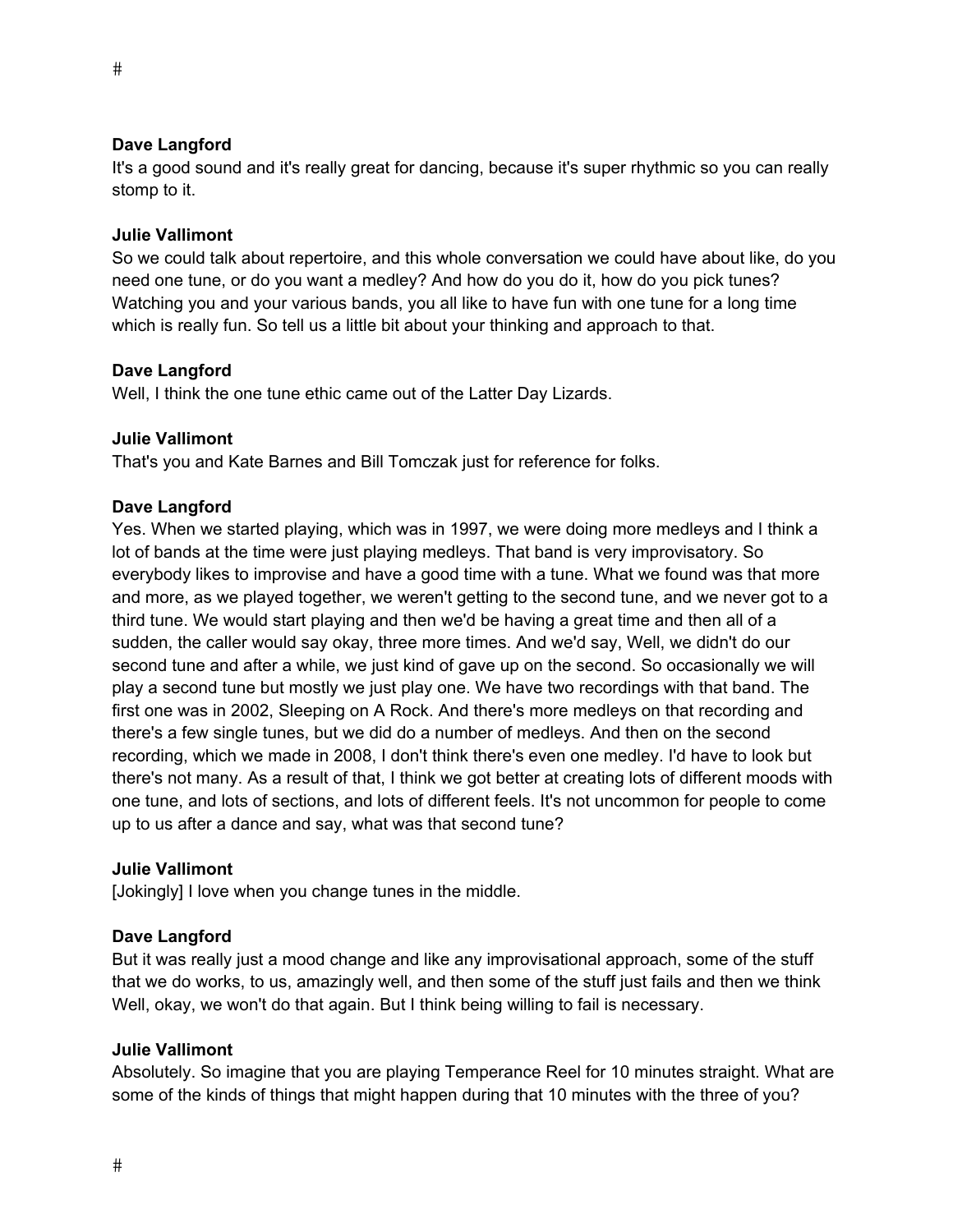**Dave Langford**
It's a good sound and it's really great for dancing, because it's super rhythmic so you can really stomp to it.

**Julie Vallimont**
So we could talk about repertoire, and this whole conversation we could have about like, do you need one tune, or do you want a medley? And how do you do it, how do you pick tunes? Watching you and your various bands, you all like to have fun with one tune for a long time which is really fun. So tell us a little bit about your thinking and approach to that.

**Dave Langford**
Well, I think the one tune ethic came out of the Latter Day Lizards.

**Julie Vallimont**
That's you and Kate Barnes and Bill Tomczak just for reference for folks.

**Dave Langford**
Yes. When we started playing, which was in 1997, we were doing more medleys and I think a lot of bands at the time were just playing medleys. That band is very improvisatory. So everybody likes to improvise and have a good time with a tune. What we found was that more and more, as we played together, we weren't getting to the second tune, and we never got to a third tune. We would start playing and then we'd be having a great time and then all of a sudden, the caller would say okay, three more times. And we'd say, Well, we didn't do our second tune and after a while, we just kind of gave up on the second. So occasionally we will play a second tune but mostly we just play one. We have two recordings with that band. The first one was in 2002, Sleeping on A Rock. And there's more medleys on that recording and there's a few single tunes, but we did do a number of medleys. And then on the second recording, which we made in 2008, I don't think there's even one medley. I'd have to look but there's not many. As a result of that, I think we got better at creating lots of different moods with one tune, and lots of sections, and lots of different feels. It's not uncommon for people to come up to us after a dance and say, what was that second tune?

**Julie Vallimont**
[Jokingly] I love when you change tunes in the middle.

**Dave Langford**
But it was really just a mood change and like any improvisational approach, some of the stuff that we do works, to us, amazingly well, and then some of the stuff just fails and then we think Well, okay, we won't do that again. But I think being willing to fail is necessary.

**Julie Vallimont**
Absolutely. So imagine that you are playing Temperance Reel for 10 minutes straight. What are some of the kinds of things that might happen during that 10 minutes with the three of you?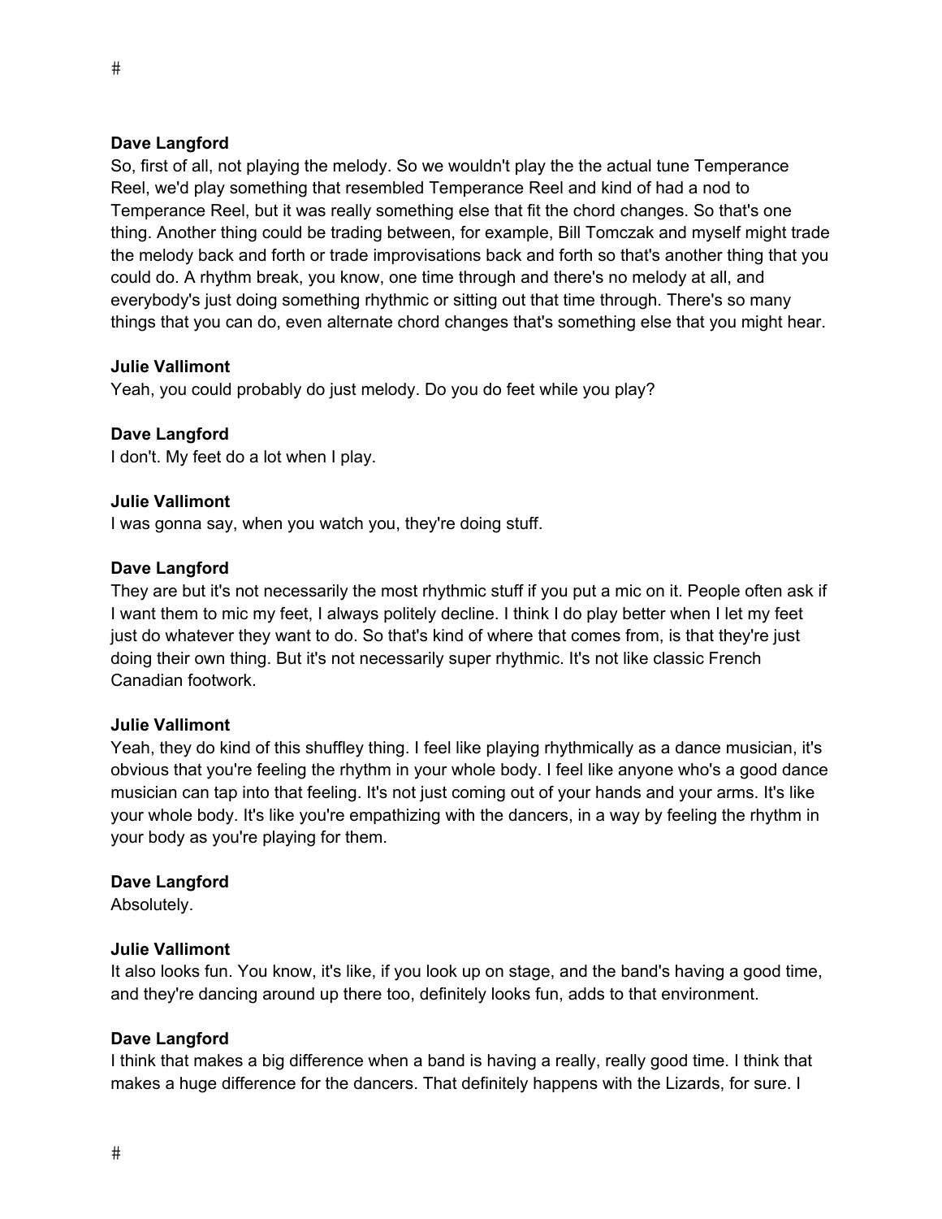**Dave Langford**
So, first of all, not playing the melody. So we wouldn't play the the actual tune Temperance Reel, we'd play something that resembled Temperance Reel and kind of had a nod to Temperance Reel, but it was really something else that fit the chord changes. So that's one thing. Another thing could be trading between, for example, Bill Tomczak and myself might trade the melody back and forth or trade improvisations back and forth so that's another thing that you could do. A rhythm break, you know, one time through and there's no melody at all, and everybody's just doing something rhythmic or sitting out that time through. There's so many things that you can do, even alternate chord changes that's something else that you might hear.

**Julie Vallimont**
Yeah, you could probably do just melody. Do you do feet while you play?

**Dave Langford**
I don't. My feet do a lot when I play.

**Julie Vallimont**
I was gonna say, when you watch you, they're doing stuff.

**Dave Langford**
They are but it's not necessarily the most rhythmic stuff if you put a mic on it. People often ask if I want them to mic my feet, I always politely decline. I think I do play better when I let my feet just do whatever they want to do. So that's kind of where that comes from, is that they're just doing their own thing. But it's not necessarily super rhythmic. It's not like classic French Canadian footwork.

**Julie Vallimont**
Yeah, they do kind of this shuffley thing. I feel like playing rhythmically as a dance musician, it's obvious that you're feeling the rhythm in your whole body. I feel like anyone who's a good dance musician can tap into that feeling. It's not just coming out of your hands and your arms. It's like your whole body. It's like you're empathizing with the dancers, in a way by feeling the rhythm in your body as you're playing for them.

**Dave Langford**
Absolutely.

**Julie Vallimont**
It also looks fun. You know, it's like, if you look up on stage, and the band's having a good time, and they're dancing around up there too, definitely looks fun, adds to that environment.

**Dave Langford**
I think that makes a big difference when a band is having a really, really good time. I think that makes a huge difference for the dancers. That definitely happens with the Lizards, for sure. I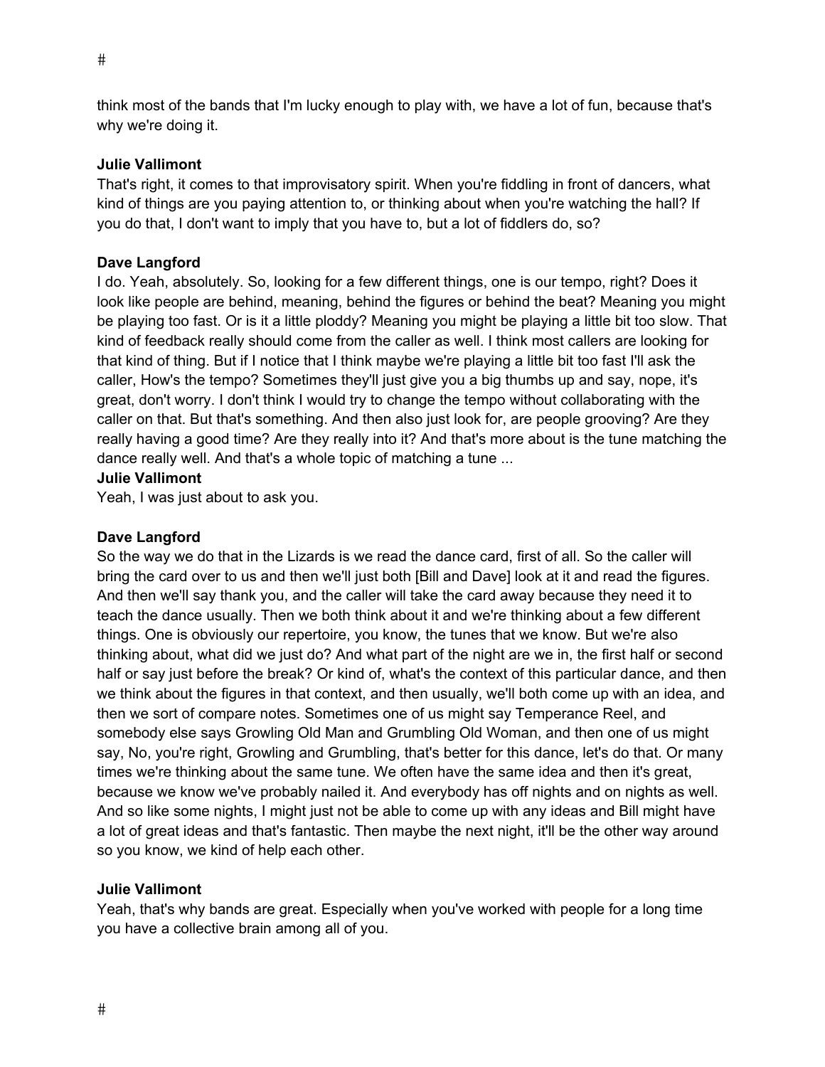think most of the bands that I'm lucky enough to play with, we have a lot of fun, because that's why we're doing it.

**Julie Vallimont**
That's right, it comes to that improvisatory spirit. When you're fiddling in front of dancers, what kind of things are you paying attention to, or thinking about when you're watching the hall? If you do that, I don't want to imply that you have to, but a lot of fiddlers do, so?

**Dave Langford**
I do. Yeah, absolutely. So, looking for a few different things, one is our tempo, right? Does it look like people are behind, meaning, behind the figures or behind the beat? Meaning you might be playing too fast. Or is it a little ploddy? Meaning you might be playing a little bit too slow. That kind of feedback really should come from the caller as well. I think most callers are looking for that kind of thing. But if I notice that I think maybe we're playing a little bit too fast I'll ask the caller, How's the tempo? Sometimes they'll just give you a big thumbs up and say, nope, it's great, don't worry. I don't think I would try to change the tempo without collaborating with the caller on that. But that's something. And then also just look for, are people grooving? Are they really having a good time? Are they really into it? And that's more about is the tune matching the dance really well. And that's a whole topic of matching a tune ...

**Julie Vallimont**
Yeah, I was just about to ask you.

**Dave Langford**
So the way we do that in the Lizards is we read the dance card, first of all. So the caller will bring the card over to us and then we'll just both [Bill and Dave] look at it and read the figures. And then we'll say thank you, and the caller will take the card away because they need it to teach the dance usually. Then we both think about it and we're thinking about a few different things. One is obviously our repertoire, you know, the tunes that we know. But we're also thinking about, what did we just do? And what part of the night are we in, the first half or second half or say just before the break? Or kind of, what's the context of this particular dance, and then we think about the figures in that context, and then usually, we'll both come up with an idea, and then we sort of compare notes. Sometimes one of us might say Temperance Reel, and somebody else says Growling Old Man and Grumbling Old Woman, and then one of us might say, No, you're right, Growling and Grumbling, that's better for this dance, let's do that. Or many times we're thinking about the same tune. We often have the same idea and then it's great, because we know we've probably nailed it. And everybody has off nights and on nights as well. And so like some nights, I might just not be able to come up with any ideas and Bill might have a lot of great ideas and that's fantastic. Then maybe the next night, it'll be the other way around so you know, we kind of help each other.

**Julie Vallimont**
Yeah, that's why bands are great. Especially when you've worked with people for a long time you have a collective brain among all of you.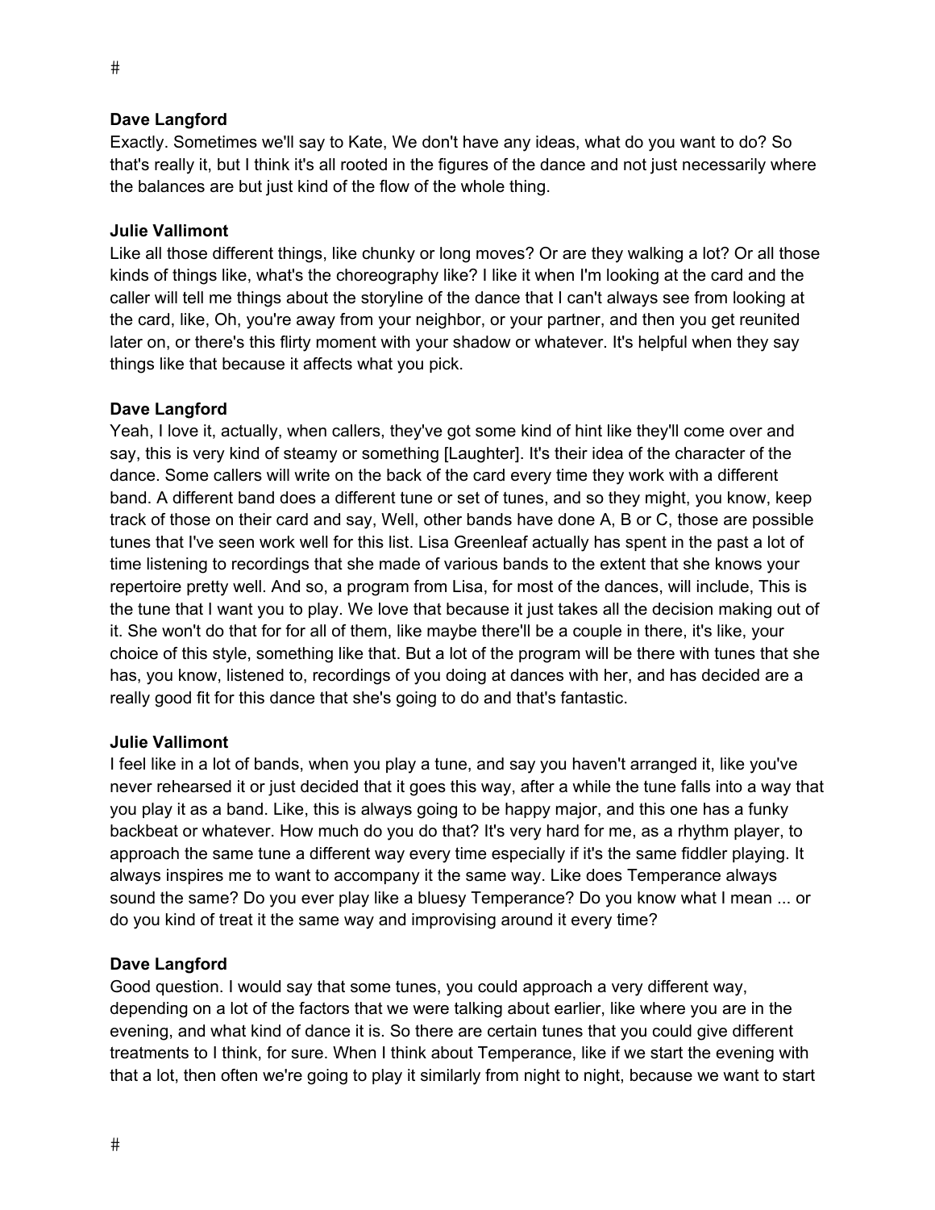**Dave Langford**
Exactly. Sometimes we'll say to Kate, We don't have any ideas, what do you want to do? So that's really it, but I think it's all rooted in the figures of the dance and not just necessarily where the balances are but just kind of the flow of the whole thing.

**Julie Vallimont**
Like all those different things, like chunky or long moves? Or are they walking a lot? Or all those kinds of things like, what's the choreography like? I like it when I'm looking at the card and the caller will tell me things about the storyline of the dance that I can't always see from looking at the card, like, Oh, you're away from your neighbor, or your partner, and then you get reunited later on, or there's this flirty moment with your shadow or whatever. It's helpful when they say things like that because it affects what you pick.

**Dave Langford**
Yeah, I love it, actually, when callers, they've got some kind of hint like they'll come over and say, this is very kind of steamy or something [Laughter]. It's their idea of the character of the dance. Some callers will write on the back of the card every time they work with a different band. A different band does a different tune or set of tunes, and so they might, you know, keep track of those on their card and say, Well, other bands have done A, B or C, those are possible tunes that I've seen work well for this list. Lisa Greenleaf actually has spent in the past a lot of time listening to recordings that she made of various bands to the extent that she knows your repertoire pretty well. And so, a program from Lisa, for most of the dances, will include, This is the tune that I want you to play. We love that because it just takes all the decision making out of it. She won't do that for for all of them, like maybe there'll be a couple in there, it's like, your choice of this style, something like that. But a lot of the program will be there with tunes that she has, you know, listened to, recordings of you doing at dances with her, and has decided are a really good fit for this dance that she's going to do and that's fantastic.

**Julie Vallimont**
I feel like in a lot of bands, when you play a tune, and say you haven't arranged it, like you've never rehearsed it or just decided that it goes this way, after a while the tune falls into a way that you play it as a band. Like, this is always going to be happy major, and this one has a funky backbeat or whatever. How much do you do that? It's very hard for me, as a rhythm player, to approach the same tune a different way every time especially if it's the same fiddler playing. It always inspires me to want to accompany it the same way. Like does Temperance always sound the same? Do you ever play like a bluesy Temperance? Do you know what I mean ... or do you kind of treat it the same way and improvising around it every time?

**Dave Langford**
Good question. I would say that some tunes, you could approach a very different way, depending on a lot of the factors that we were talking about earlier, like where you are in the evening, and what kind of dance it is. So there are certain tunes that you could give different treatments to I think, for sure. When I think about Temperance, like if we start the evening with that a lot, then often we're going to play it similarly from night to night, because we want to start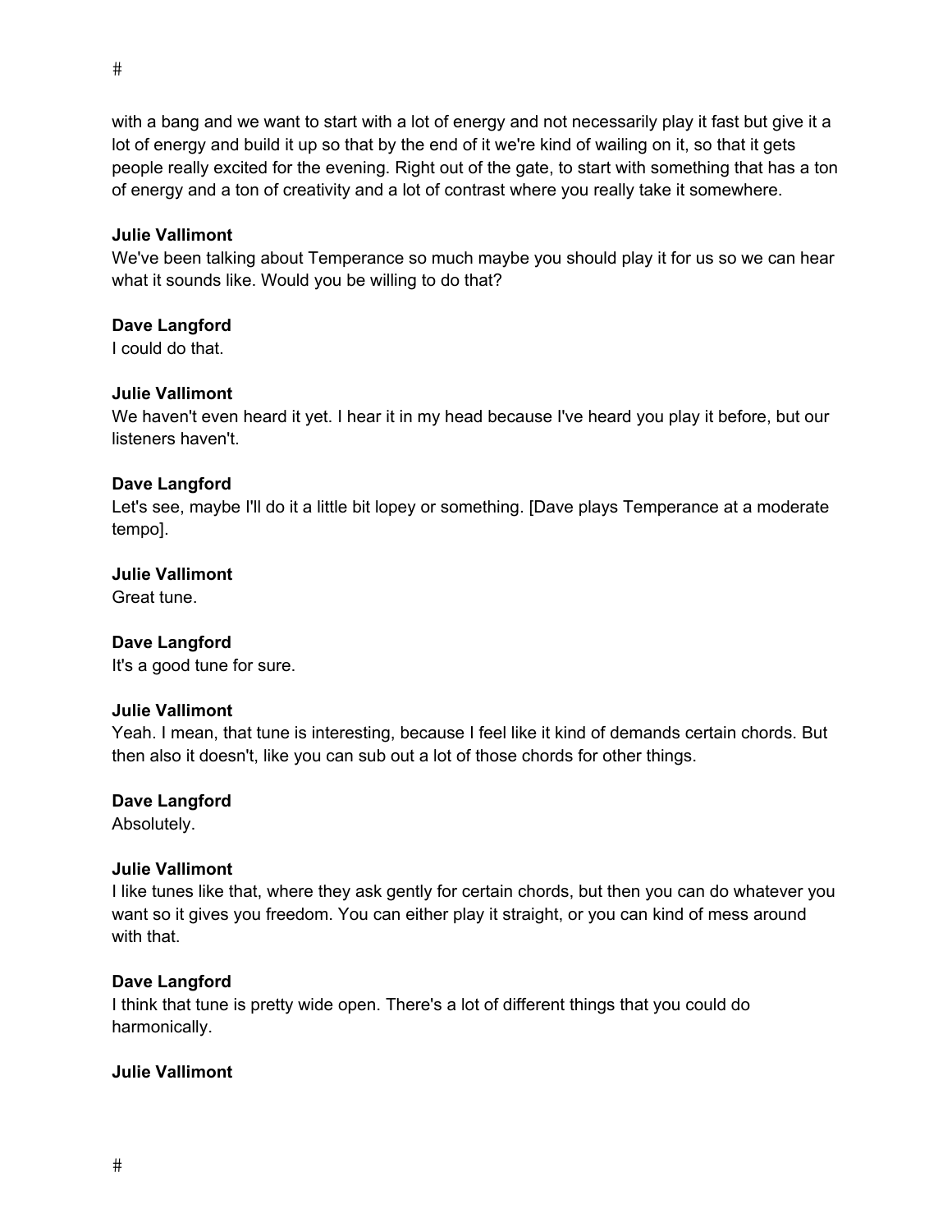with a bang and we want to start with a lot of energy and not necessarily play it fast but give it a lot of energy and build it up so that by the end of it we're kind of wailing on it, so that it gets people really excited for the evening. Right out of the gate, to start with something that has a ton of energy and a ton of creativity and a lot of contrast where you really take it somewhere.

**Julie Vallimont**
We've been talking about Temperance so much maybe you should play it for us so we can hear what it sounds like. Would you be willing to do that?

**Dave Langford**
I could do that.

**Julie Vallimont**
We haven't even heard it yet. I hear it in my head because I've heard you play it before, but our listeners haven't.

**Dave Langford**
Let's see, maybe I'll do it a little bit lopey or something. [Dave plays Temperance at a moderate tempo].

**Julie Vallimont**
Great tune.

**Dave Langford**
It's a good tune for sure.

**Julie Vallimont**
Yeah. I mean, that tune is interesting, because I feel like it kind of demands certain chords. But then also it doesn't, like you can sub out a lot of those chords for other things.

**Dave Langford**
Absolutely.

**Julie Vallimont**
I like tunes like that, where they ask gently for certain chords, but then you can do whatever you want so it gives you freedom. You can either play it straight, or you can kind of mess around with that.

**Dave Langford**
I think that tune is pretty wide open. There's a lot of different things that you could do harmonically.

**Julie Vallimont**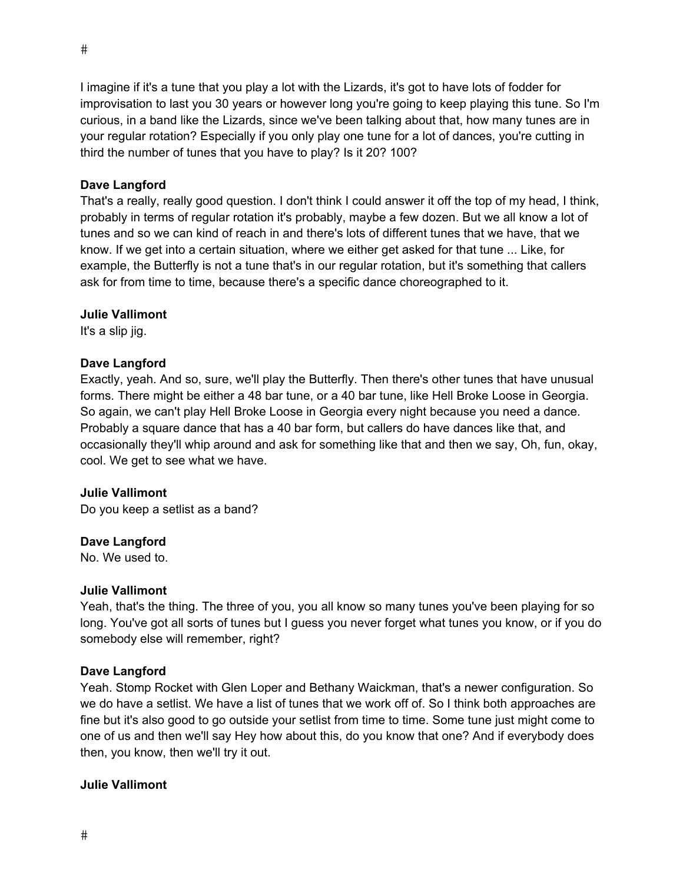I imagine if it's a tune that you play a lot with the Lizards, it's got to have lots of fodder for improvisation to last you 30 years or however long you're going to keep playing this tune. So I'm curious, in a band like the Lizards, since we've been talking about that, how many tunes are in your regular rotation? Especially if you only play one tune for a lot of dances, you're cutting in third the number of tunes that you have to play? Is it 20? 100?

**Dave Langford**
That's a really, really good question. I don't think I could answer it off the top of my head, I think, probably in terms of regular rotation it's probably, maybe a few dozen. But we all know a lot of tunes and so we can kind of reach in and there's lots of different tunes that we have, that we know. If we get into a certain situation, where we either get asked for that tune ... Like, for example, the Butterfly is not a tune that's in our regular rotation, but it's something that callers ask for from time to time, because there's a specific dance choreographed to it.

**Julie Vallimont**
It's a slip jig.

**Dave Langford**
Exactly, yeah. And so, sure, we'll play the Butterfly. Then there's other tunes that have unusual forms. There might be either a 48 bar tune, or a 40 bar tune, like Hell Broke Loose in Georgia. So again, we can't play Hell Broke Loose in Georgia every night because you need a dance. Probably a square dance that has a 40 bar form, but callers do have dances like that, and occasionally they'll whip around and ask for something like that and then we say, Oh, fun, okay, cool. We get to see what we have.

**Julie Vallimont**
Do you keep a setlist as a band?

**Dave Langford**
No. We used to.

**Julie Vallimont**
Yeah, that's the thing. The three of you, you all know so many tunes you've been playing for so long. You've got all sorts of tunes but I guess you never forget what tunes you know, or if you do somebody else will remember, right?

**Dave Langford**
Yeah. Stomp Rocket with Glen Loper and Bethany Waickman, that's a newer configuration. So we do have a setlist. We have a list of tunes that we work off of. So I think both approaches are fine but it's also good to go outside your setlist from time to time. Some tune just might come to one of us and then we'll say Hey how about this, do you know that one? And if everybody does then, you know, then we'll try it out.

**Julie Vallimont**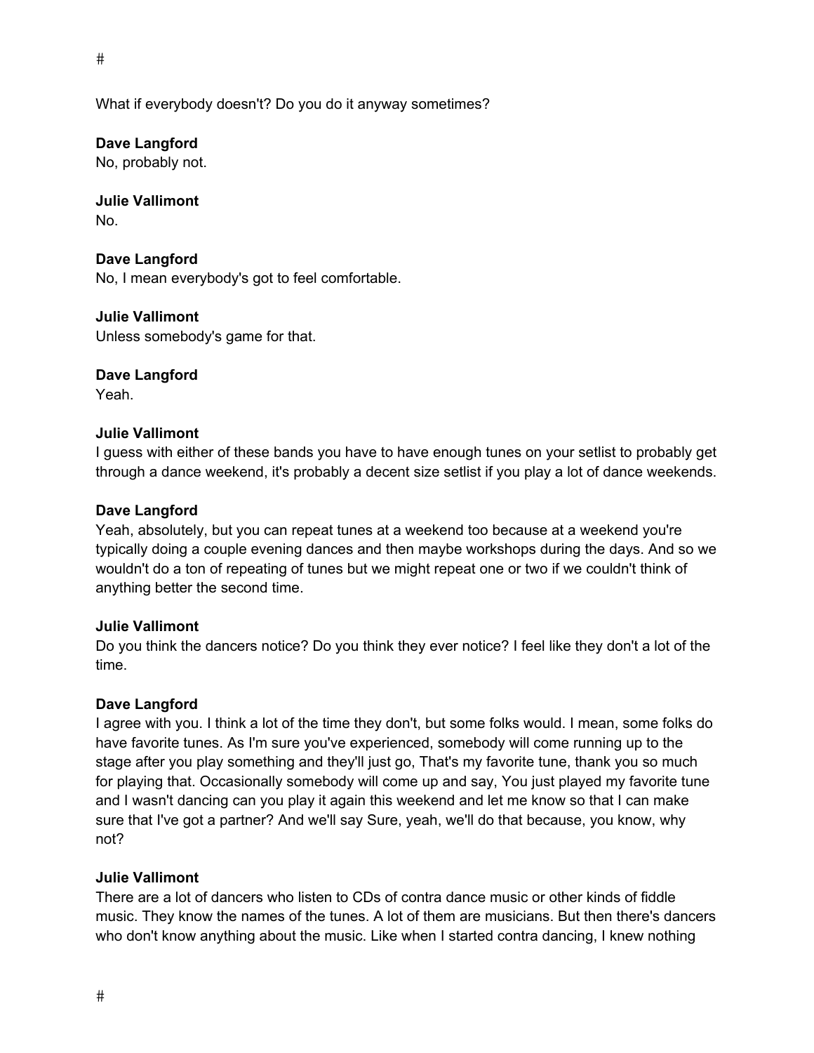What if everybody doesn't? Do you do it anyway sometimes?

**Dave Langford**
No, probably not.

**Julie Vallimont**
No.

**Dave Langford**
No, I mean everybody's got to feel comfortable.

**Julie Vallimont**
Unless somebody's game for that.

**Dave Langford**
Yeah.

**Julie Vallimont**
I guess with either of these bands you have to have enough tunes on your setlist to probably get through a dance weekend, it's probably a decent size setlist if you play a lot of dance weekends.

**Dave Langford**
Yeah, absolutely, but you can repeat tunes at a weekend too because at a weekend you're typically doing a couple evening dances and then maybe workshops during the days. And so we wouldn't do a ton of repeating of tunes but we might repeat one or two if we couldn't think of anything better the second time.

**Julie Vallimont**
Do you think the dancers notice? Do you think they ever notice? I feel like they don't a lot of the time.

**Dave Langford**
I agree with you. I think a lot of the time they don't, but some folks would. I mean, some folks do have favorite tunes. As I'm sure you've experienced, somebody will come running up to the stage after you play something and they'll just go, That's my favorite tune, thank you so much for playing that. Occasionally somebody will come up and say, You just played my favorite tune and I wasn't dancing can you play it again this weekend and let me know so that I can make sure that I've got a partner? And we'll say Sure, yeah, we'll do that because, you know, why not?

**Julie Vallimont**
There are a lot of dancers who listen to CDs of contra dance music or other kinds of fiddle music. They know the names of the tunes. A lot of them are musicians. But then there's dancers who don't know anything about the music. Like when I started contra dancing, I knew nothing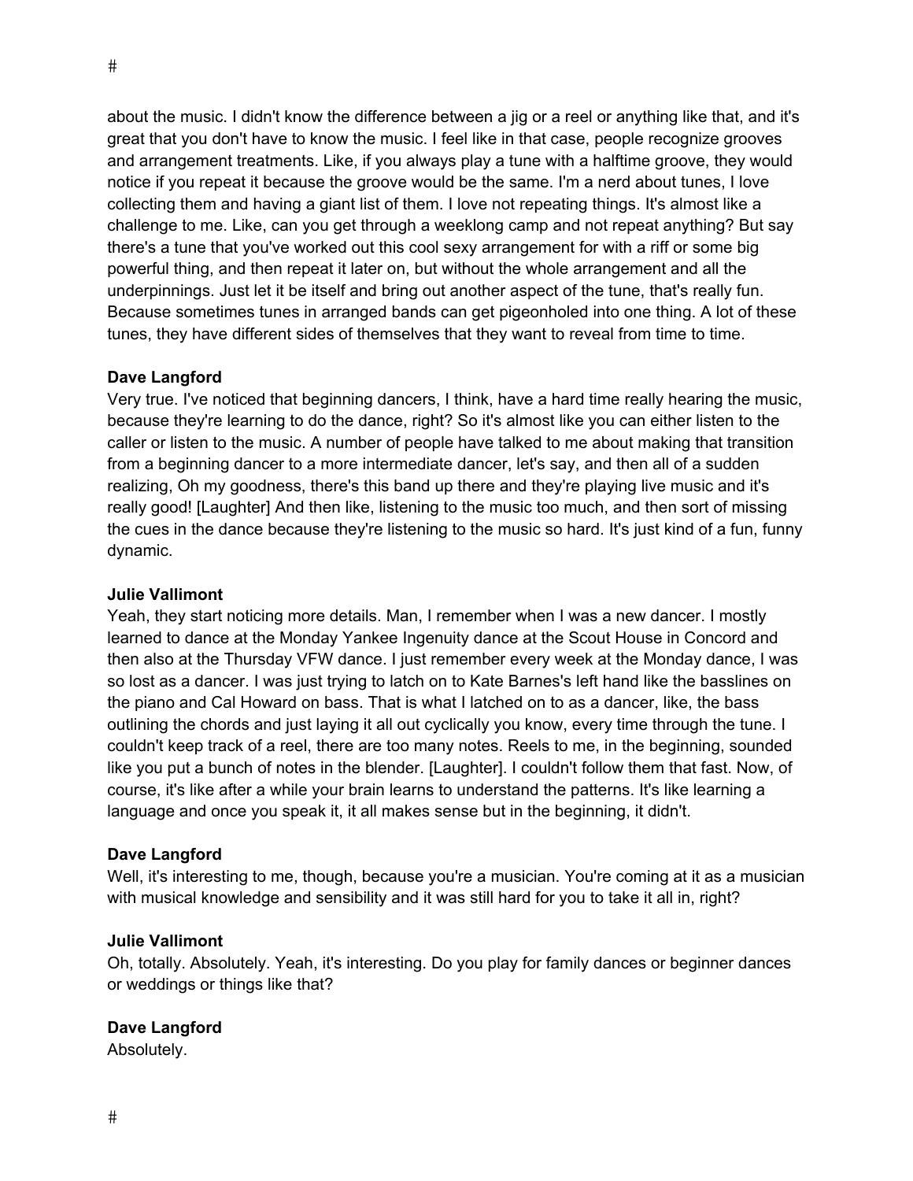about the music. I didn't know the difference between a jig or a reel or anything like that, and it's great that you don't have to know the music. I feel like in that case, people recognize grooves and arrangement treatments. Like, if you always play a tune with a halftime groove, they would notice if you repeat it because the groove would be the same. I'm a nerd about tunes, I love collecting them and having a giant list of them. I love not repeating things. It's almost like a challenge to me. Like, can you get through a weeklong camp and not repeat anything? But say there's a tune that you've worked out this cool sexy arrangement for with a riff or some big powerful thing, and then repeat it later on, but without the whole arrangement and all the underpinnings. Just let it be itself and bring out another aspect of the tune, that's really fun. Because sometimes tunes in arranged bands can get pigeonholed into one thing. A lot of these tunes, they have different sides of themselves that they want to reveal from time to time.

**Dave Langford**
Very true. I've noticed that beginning dancers, I think, have a hard time really hearing the music, because they're learning to do the dance, right? So it's almost like you can either listen to the caller or listen to the music. A number of people have talked to me about making that transition from a beginning dancer to a more intermediate dancer, let's say, and then all of a sudden realizing, Oh my goodness, there's this band up there and they're playing live music and it's really good! [Laughter] And then like, listening to the music too much, and then sort of missing the cues in the dance because they're listening to the music so hard. It's just kind of a fun, funny dynamic.

**Julie Vallimont**
Yeah, they start noticing more details. Man, I remember when I was a new dancer. I mostly learned to dance at the Monday Yankee Ingenuity dance at the Scout House in Concord and then also at the Thursday VFW dance. I just remember every week at the Monday dance, I was so lost as a dancer. I was just trying to latch on to Kate Barnes's left hand like the basslines on the piano and Cal Howard on bass. That is what I latched on to as a dancer, like, the bass outlining the chords and just laying it all out cyclically you know, every time through the tune. I couldn't keep track of a reel, there are too many notes. Reels to me, in the beginning, sounded like you put a bunch of notes in the blender. [Laughter]. I couldn't follow them that fast. Now, of course, it's like after a while your brain learns to understand the patterns. It's like learning a language and once you speak it, it all makes sense but in the beginning, it didn't.

**Dave Langford**
Well, it's interesting to me, though, because you're a musician. You're coming at it as a musician with musical knowledge and sensibility and it was still hard for you to take it all in, right?

**Julie Vallimont**
Oh, totally. Absolutely. Yeah, it's interesting. Do you play for family dances or beginner dances or weddings or things like that?

**Dave Langford**
Absolutely.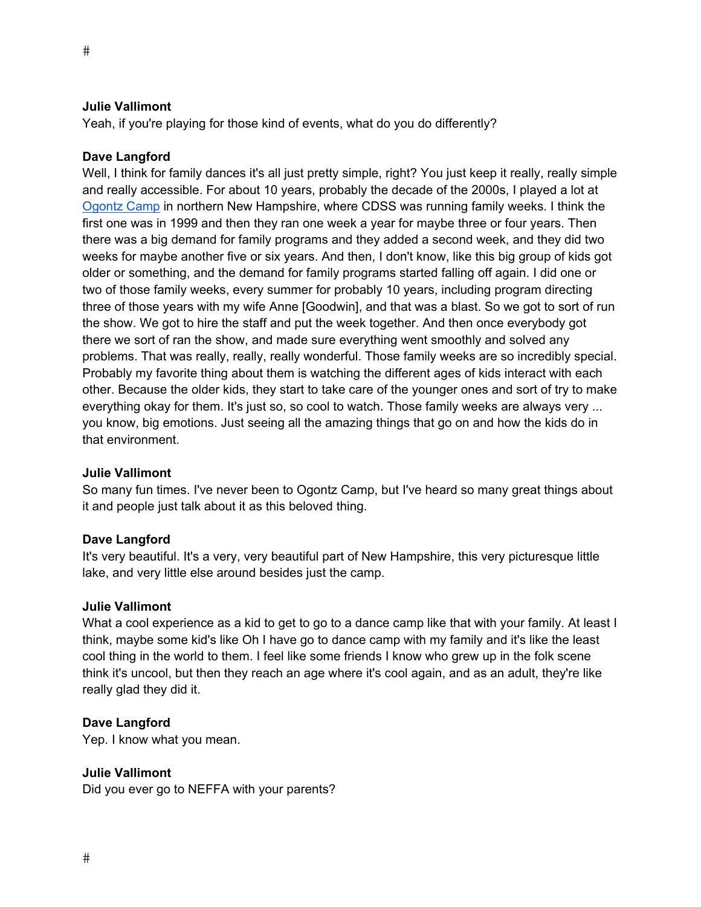**Julie Vallimont**
Yeah, if you're playing for those kind of events, what do you do differently?

**Dave Langford**
Well, I think for family dances it's all just pretty simple, right? You just keep it really, really simple and really accessible. For about 10 years, probably the decade of the 2000s, I played a lot at Ogontz Camp in northern New Hampshire, where CDSS was running family weeks. I think the first one was in 1999 and then they ran one week a year for maybe three or four years. Then there was a big demand for family programs and they added a second week, and they did two weeks for maybe another five or six years. And then, I don't know, like this big group of kids got older or something, and the demand for family programs started falling off again. I did one or two of those family weeks, every summer for probably 10 years, including program directing three of those years with my wife Anne [Goodwin], and that was a blast. So we got to sort of run the show. We got to hire the staff and put the week together. And then once everybody got there we sort of ran the show, and made sure everything went smoothly and solved any problems. That was really, really, really wonderful. Those family weeks are so incredibly special. Probably my favorite thing about them is watching the different ages of kids interact with each other. Because the older kids, they start to take care of the younger ones and sort of try to make everything okay for them. It's just so, so cool to watch. Those family weeks are always very ... you know, big emotions. Just seeing all the amazing things that go on and how the kids do in that environment.

**Julie Vallimont**
So many fun times. I've never been to Ogontz Camp, but I've heard so many great things about it and people just talk about it as this beloved thing.

**Dave Langford**
It's very beautiful. It's a very, very beautiful part of New Hampshire, this very picturesque little lake, and very little else around besides just the camp.

**Julie Vallimont**
What a cool experience as a kid to get to go to a dance camp like that with your family. At least I think, maybe some kid's like Oh I have go to dance camp with my family and it's like the least cool thing in the world to them. I feel like some friends I know who grew up in the folk scene think it's uncool, but then they reach an age where it's cool again, and as an adult, they're like really glad they did it.

**Dave Langford**
Yep. I know what you mean.

**Julie Vallimont**
Did you ever go to NEFFA with your parents?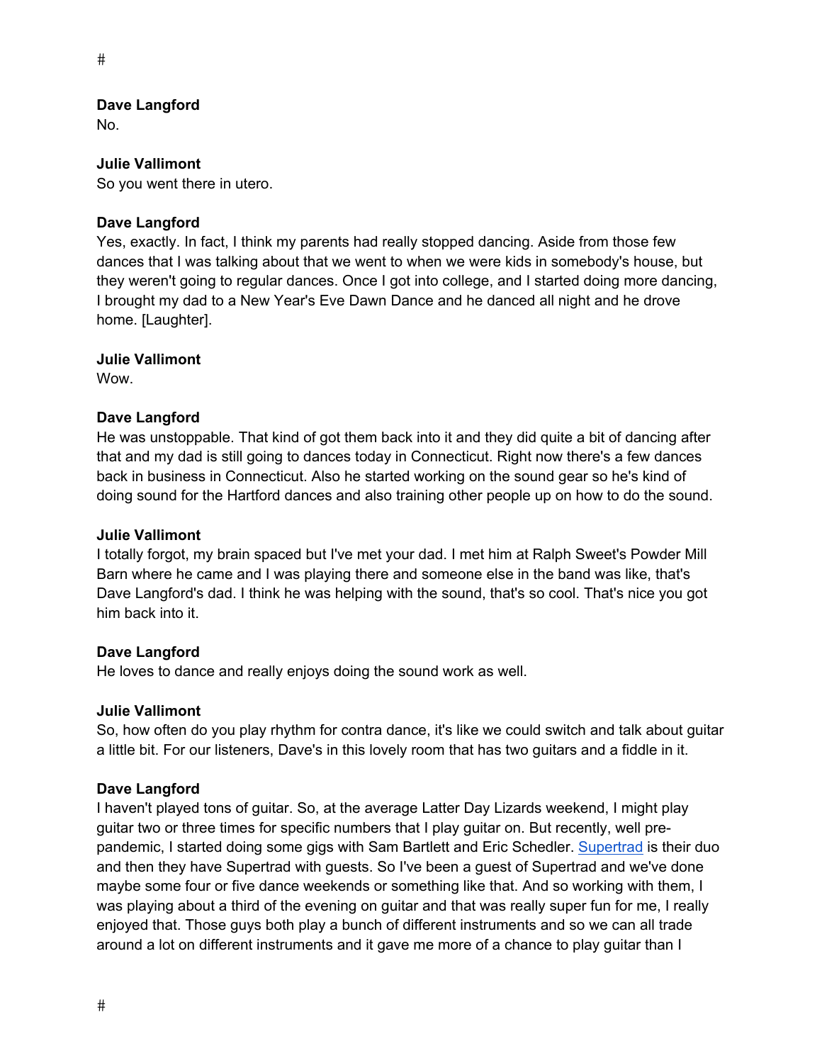**Dave Langford**
No.

**Julie Vallimont**
So you went there in utero.

**Dave Langford**
Yes, exactly. In fact, I think my parents had really stopped dancing. Aside from those few dances that I was talking about that we went to when we were kids in somebody's house, but they weren't going to regular dances. Once I got into college, and I started doing more dancing, I brought my dad to a New Year's Eve Dawn Dance and he danced all night and he drove home. [Laughter].

**Julie Vallimont**
Wow.

**Dave Langford**
He was unstoppable. That kind of got them back into it and they did quite a bit of dancing after that and my dad is still going to dances today in Connecticut. Right now there's a few dances back in business in Connecticut. Also he started working on the sound gear so he's kind of doing sound for the Hartford dances and also training other people up on how to do the sound.

**Julie Vallimont**
I totally forgot, my brain spaced but I've met your dad. I met him at Ralph Sweet's Powder Mill Barn where he came and I was playing there and someone else in the band was like, that's Dave Langford's dad. I think he was helping with the sound, that's so cool. That's nice you got him back into it.

**Dave Langford**
He loves to dance and really enjoys doing the sound work as well.

**Julie Vallimont**
So, how often do you play rhythm for contra dance, it's like we could switch and talk about guitar a little bit. For our listeners, Dave's in this lovely room that has two guitars and a fiddle in it.

**Dave Langford**
I haven't played tons of guitar. So, at the average Latter Day Lizards weekend, I might play guitar two or three times for specific numbers that I play guitar on. But recently, well pre-pandemic, I started doing some gigs with Sam Bartlett and Eric Schedler. Supertrad is their duo and then they have Supertrad with guests. So I've been a guest of Supertrad and we've done maybe some four or five dance weekends or something like that. And so working with them, I was playing about a third of the evening on guitar and that was really super fun for me, I really enjoyed that. Those guys both play a bunch of different instruments and so we can all trade around a lot on different instruments and it gave me more of a chance to play guitar than I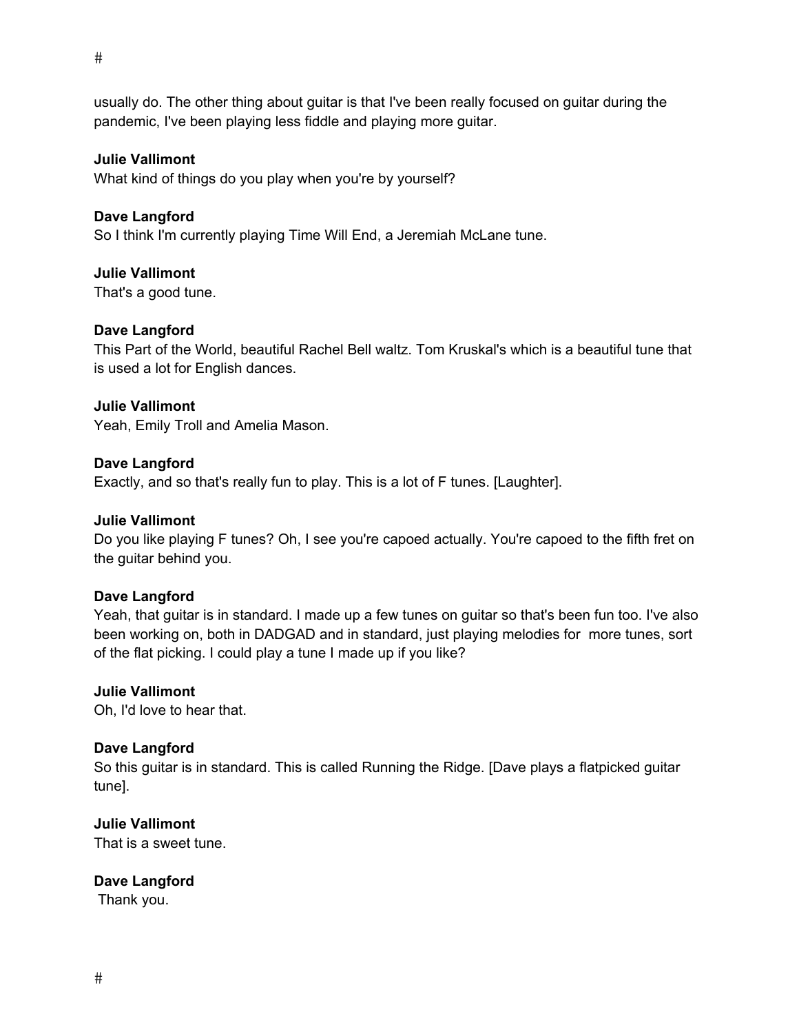usually do. The other thing about guitar is that I've been really focused on guitar during the pandemic, I've been playing less fiddle and playing more guitar.

**Julie Vallimont**
What kind of things do you play when you're by yourself?

**Dave Langford**
So I think I'm currently playing Time Will End, a Jeremiah McLane tune.

**Julie Vallimont**
That's a good tune.

**Dave Langford**
This Part of the World, beautiful Rachel Bell waltz. Tom Kruskal's which is a beautiful tune that is used a lot for English dances.

**Julie Vallimont**
Yeah, Emily Troll and Amelia Mason.

**Dave Langford**
Exactly, and so that's really fun to play. This is a lot of F tunes. [Laughter].

**Julie Vallimont**
Do you like playing F tunes? Oh, I see you're capoed actually. You're capoed to the fifth fret on the guitar behind you.

**Dave Langford**
Yeah, that guitar is in standard. I made up a few tunes on guitar so that's been fun too. I've also been working on, both in DADGAD and in standard, just playing melodies for more tunes, sort of the flat picking. I could play a tune I made up if you like?

**Julie Vallimont**
Oh, I'd love to hear that.

**Dave Langford**
So this guitar is in standard. This is called Running the Ridge. [Dave plays a flatpicked guitar tune].

**Julie Vallimont**
That is a sweet tune.

**Dave Langford**
Thank you.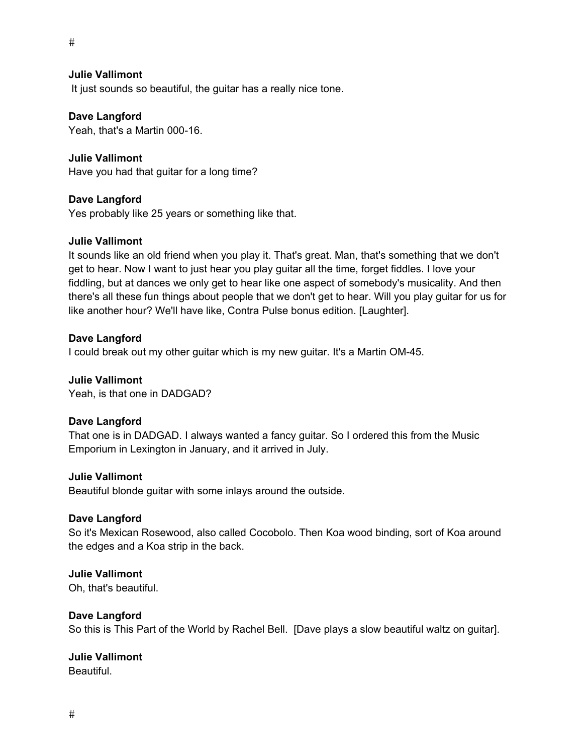#

**Julie Vallimont**
 It just sounds so beautiful, the guitar has a really nice tone.

**Dave Langford**
Yeah, that's a Martin 000-16.

**Julie Vallimont**
Have you had that guitar for a long time?

**Dave Langford**
Yes probably like 25 years or something like that.

**Julie Vallimont**
It sounds like an old friend when you play it. That's great. Man, that's something that we don't get to hear. Now I want to just hear you play guitar all the time, forget fiddles. I love your fiddling, but at dances we only get to hear like one aspect of somebody's musicality. And then there's all these fun things about people that we don't get to hear. Will you play guitar for us for like another hour? We'll have like, Contra Pulse bonus edition. [Laughter].

**Dave Langford**
I could break out my other guitar which is my new guitar. It's a Martin OM-45.

**Julie Vallimont**
Yeah, is that one in DADGAD?

**Dave Langford**
That one is in DADGAD. I always wanted a fancy guitar. So I ordered this from the Music Emporium in Lexington in January, and it arrived in July.

**Julie Vallimont**
Beautiful blonde guitar with some inlays around the outside.

**Dave Langford**
So it's Mexican Rosewood, also called Cocobolo. Then Koa wood binding, sort of Koa around the edges and a Koa strip in the back.

**Julie Vallimont**
Oh, that's beautiful.

**Dave Langford**
So this is This Part of the World by Rachel Bell.  [Dave plays a slow beautiful waltz on guitar].

**Julie Vallimont**
Beautiful.

#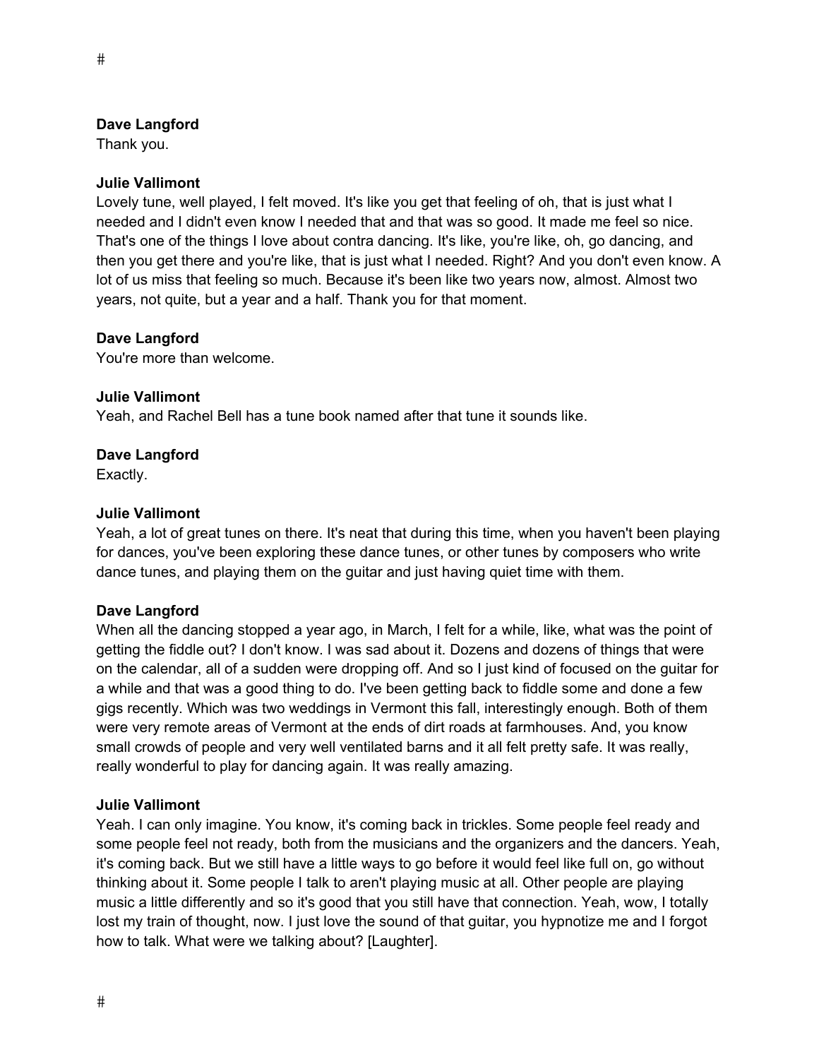**Dave Langford**
Thank you.

**Julie Vallimont**
Lovely tune, well played, I felt moved. It's like you get that feeling of oh, that is just what I needed and I didn't even know I needed that and that was so good. It made me feel so nice. That's one of the things I love about contra dancing. It's like, you're like, oh, go dancing, and then you get there and you're like, that is just what I needed. Right? And you don't even know. A lot of us miss that feeling so much. Because it's been like two years now, almost. Almost two years, not quite, but a year and a half. Thank you for that moment.

**Dave Langford**
You're more than welcome.

**Julie Vallimont**
Yeah, and Rachel Bell has a tune book named after that tune it sounds like.

**Dave Langford**
Exactly.

**Julie Vallimont**
Yeah, a lot of great tunes on there. It's neat that during this time, when you haven't been playing for dances, you've been exploring these dance tunes, or other tunes by composers who write dance tunes, and playing them on the guitar and just having quiet time with them.

**Dave Langford**
When all the dancing stopped a year ago, in March, I felt for a while, like, what was the point of getting the fiddle out? I don't know. I was sad about it. Dozens and dozens of things that were on the calendar, all of a sudden were dropping off. And so I just kind of focused on the guitar for a while and that was a good thing to do. I've been getting back to fiddle some and done a few gigs recently. Which was two weddings in Vermont this fall, interestingly enough. Both of them were very remote areas of Vermont at the ends of dirt roads at farmhouses. And, you know small crowds of people and very well ventilated barns and it all felt pretty safe. It was really, really wonderful to play for dancing again. It was really amazing.

**Julie Vallimont**
Yeah. I can only imagine. You know, it's coming back in trickles. Some people feel ready and some people feel not ready, both from the musicians and the organizers and the dancers. Yeah, it's coming back. But we still have a little ways to go before it would feel like full on, go without thinking about it. Some people I talk to aren't playing music at all. Other people are playing music a little differently and so it's good that you still have that connection. Yeah, wow, I totally lost my train of thought, now. I just love the sound of that guitar, you hypnotize me and I forgot how to talk. What were we talking about? [Laughter].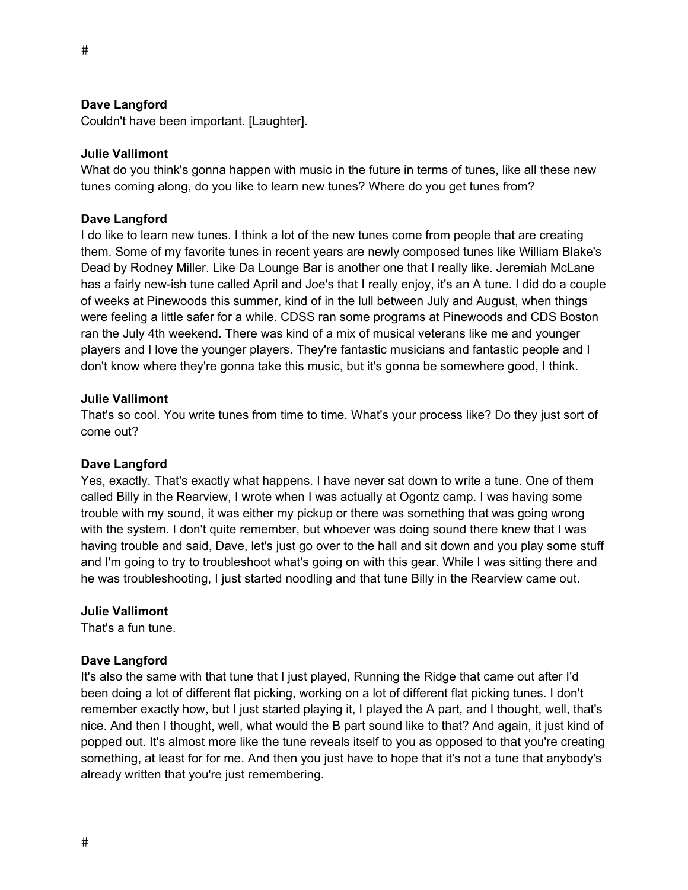**Dave Langford**
Couldn't have been important. [Laughter].

**Julie Vallimont**
What do you think's gonna happen with music in the future in terms of tunes, like all these new tunes coming along, do you like to learn new tunes? Where do you get tunes from?

**Dave Langford**
I do like to learn new tunes. I think a lot of the new tunes come from people that are creating them. Some of my favorite tunes in recent years are newly composed tunes like William Blake's Dead by Rodney Miller. Like Da Lounge Bar is another one that I really like. Jeremiah McLane has a fairly new-ish tune called April and Joe's that I really enjoy, it's an A tune. I did do a couple of weeks at Pinewoods this summer, kind of in the lull between July and August, when things were feeling a little safer for a while. CDSS ran some programs at Pinewoods and CDS Boston ran the July 4th weekend. There was kind of a mix of musical veterans like me and younger players and I love the younger players. They're fantastic musicians and fantastic people and I don't know where they're gonna take this music, but it's gonna be somewhere good, I think.

**Julie Vallimont**
That's so cool. You write tunes from time to time. What's your process like? Do they just sort of come out?

**Dave Langford**
Yes, exactly. That's exactly what happens. I have never sat down to write a tune. One of them called Billy in the Rearview, I wrote when I was actually at Ogontz camp. I was having some trouble with my sound, it was either my pickup or there was something that was going wrong with the system. I don't quite remember, but whoever was doing sound there knew that I was having trouble and said, Dave, let's just go over to the hall and sit down and you play some stuff and I'm going to try to troubleshoot what's going on with this gear. While I was sitting there and he was troubleshooting, I just started noodling and that tune Billy in the Rearview came out.

**Julie Vallimont**
That's a fun tune.

**Dave Langford**
It's also the same with that tune that I just played, Running the Ridge that came out after I'd been doing a lot of different flat picking, working on a lot of different flat picking tunes. I don't remember exactly how, but I just started playing it, I played the A part, and I thought, well, that's nice. And then I thought, well, what would the B part sound like to that? And again, it just kind of popped out. It's almost more like the tune reveals itself to you as opposed to that you're creating something, at least for for me. And then you just have to hope that it's not a tune that anybody's already written that you're just remembering.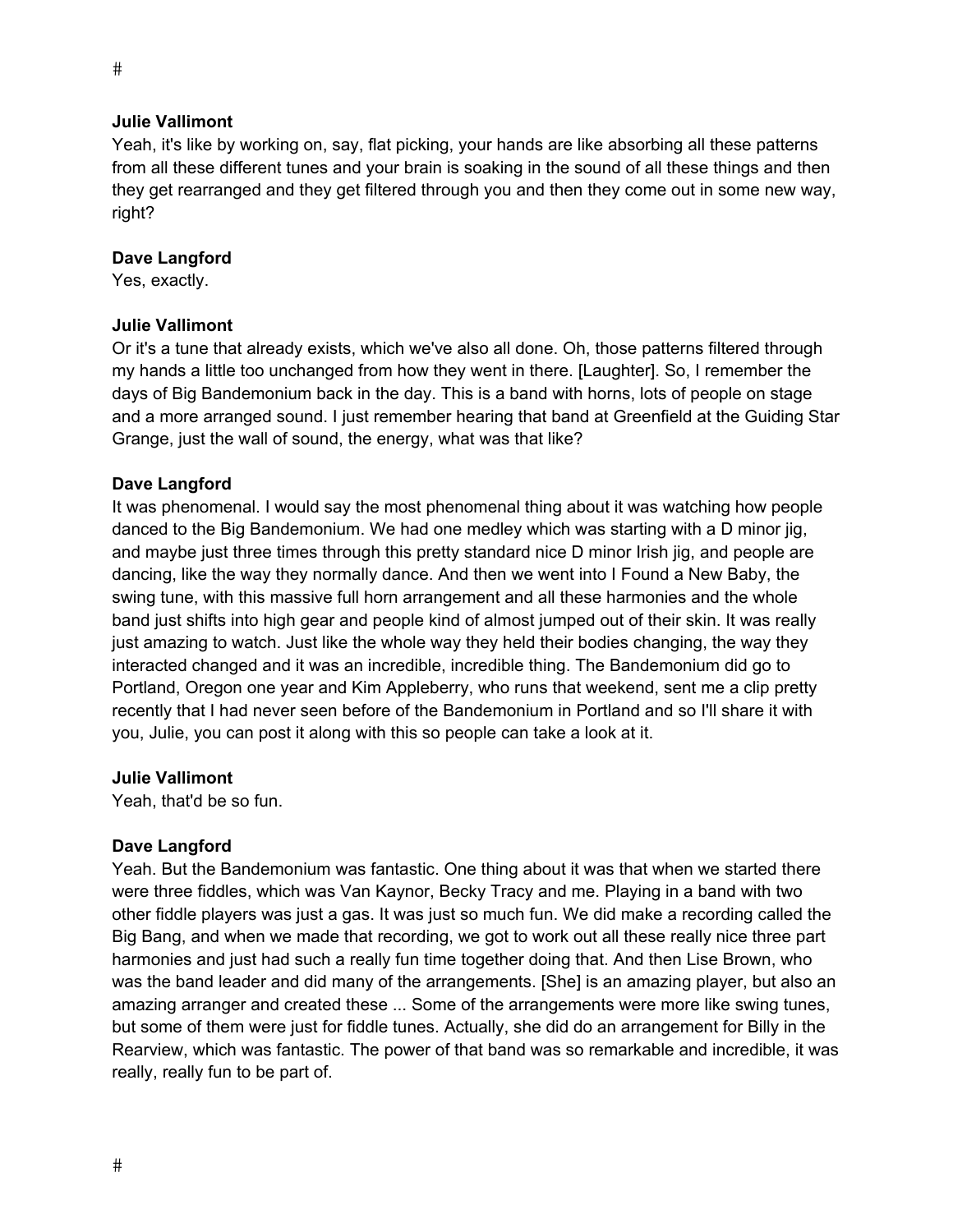#

**Julie Vallimont**
Yeah, it's like by working on, say, flat picking, your hands are like absorbing all these patterns from all these different tunes and your brain is soaking in the sound of all these things and then they get rearranged and they get filtered through you and then they come out in some new way, right?

**Dave Langford**
Yes, exactly.

**Julie Vallimont**
Or it's a tune that already exists, which we've also all done. Oh, those patterns filtered through my hands a little too unchanged from how they went in there. [Laughter]. So, I remember the days of Big Bandemonium back in the day. This is a band with horns, lots of people on stage and a more arranged sound. I just remember hearing that band at Greenfield at the Guiding Star Grange, just the wall of sound, the energy, what was that like?

**Dave Langford**
It was phenomenal. I would say the most phenomenal thing about it was watching how people danced to the Big Bandemonium. We had one medley which was starting with a D minor jig, and maybe just three times through this pretty standard nice D minor Irish jig, and people are dancing, like the way they normally dance. And then we went into I Found a New Baby, the swing tune, with this massive full horn arrangement and all these harmonies and the whole band just shifts into high gear and people kind of almost jumped out of their skin. It was really just amazing to watch. Just like the whole way they held their bodies changing, the way they interacted changed and it was an incredible, incredible thing. The Bandemonium did go to Portland, Oregon one year and Kim Appleberry, who runs that weekend, sent me a clip pretty recently that I had never seen before of the Bandemonium in Portland and so I'll share it with you, Julie, you can post it along with this so people can take a look at it.

**Julie Vallimont**
Yeah, that'd be so fun.

**Dave Langford**
Yeah. But the Bandemonium was fantastic. One thing about it was that when we started there were three fiddles, which was Van Kaynor, Becky Tracy and me. Playing in a band with two other fiddle players was just a gas. It was just so much fun. We did make a recording called the Big Bang, and when we made that recording, we got to work out all these really nice three part harmonies and just had such a really fun time together doing that. And then Lise Brown, who was the band leader and did many of the arrangements. [She] is an amazing player, but also an amazing arranger and created these ... Some of the arrangements were more like swing tunes, but some of them were just for fiddle tunes. Actually, she did do an arrangement for Billy in the Rearview, which was fantastic. The power of that band was so remarkable and incredible, it was really, really fun to be part of.

#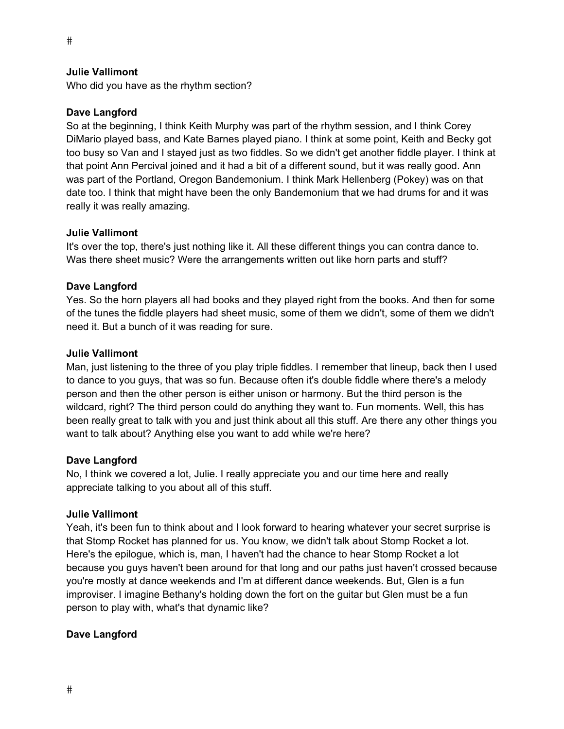**Julie Vallimont**
Who did you have as the rhythm section?

**Dave Langford**
So at the beginning, I think Keith Murphy was part of the rhythm session, and I think Corey DiMario played bass, and Kate Barnes played piano. I think at some point, Keith and Becky got too busy so Van and I stayed just as two fiddles. So we didn't get another fiddle player. I think at that point Ann Percival joined and it had a bit of a different sound, but it was really good. Ann was part of the Portland, Oregon Bandemonium. I think Mark Hellenberg (Pokey) was on that date too. I think that might have been the only Bandemonium that we had drums for and it was really it was really amazing.

**Julie Vallimont**
It's over the top, there's just nothing like it. All these different things you can contra dance to. Was there sheet music? Were the arrangements written out like horn parts and stuff?

**Dave Langford**
Yes. So the horn players all had books and they played right from the books. And then for some of the tunes the fiddle players had sheet music, some of them we didn't, some of them we didn't need it. But a bunch of it was reading for sure.

**Julie Vallimont**
Man, just listening to the three of you play triple fiddles. I remember that lineup, back then I used to dance to you guys, that was so fun. Because often it's double fiddle where there's a melody person and then the other person is either unison or harmony. But the third person is the wildcard, right? The third person could do anything they want to. Fun moments. Well, this has been really great to talk with you and just think about all this stuff. Are there any other things you want to talk about? Anything else you want to add while we're here?

**Dave Langford**
No, I think we covered a lot, Julie. I really appreciate you and our time here and really appreciate talking to you about all of this stuff.

**Julie Vallimont**
Yeah, it's been fun to think about and I look forward to hearing whatever your secret surprise is that Stomp Rocket has planned for us. You know, we didn't talk about Stomp Rocket a lot. Here's the epilogue, which is, man, I haven't had the chance to hear Stomp Rocket a lot because you guys haven't been around for that long and our paths just haven't crossed because you're mostly at dance weekends and I'm at different dance weekends. But, Glen is a fun improviser. I imagine Bethany's holding down the fort on the guitar but Glen must be a fun person to play with, what's that dynamic like?

**Dave Langford**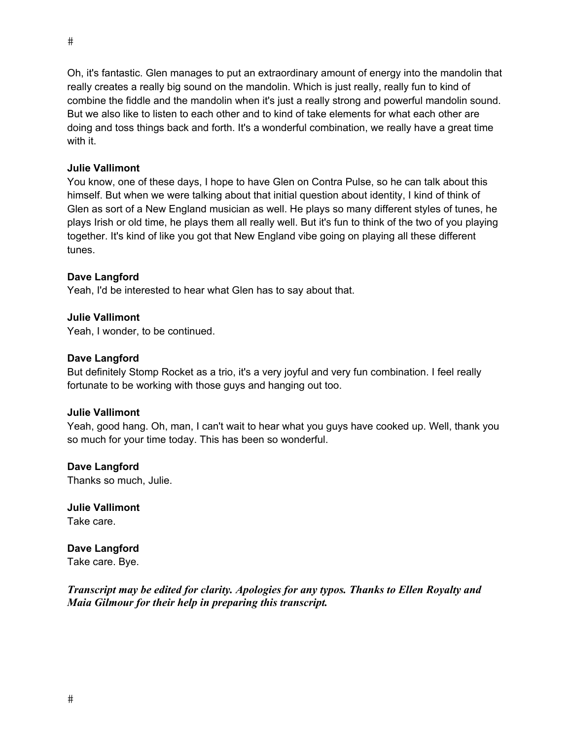Oh, it's fantastic. Glen manages to put an extraordinary amount of energy into the mandolin that really creates a really big sound on the mandolin. Which is just really, really fun to kind of combine the fiddle and the mandolin when it's just a really strong and powerful mandolin sound. But we also like to listen to each other and to kind of take elements for what each other are doing and toss things back and forth. It's a wonderful combination, we really have a great time with it.

**Julie Vallimont**
You know, one of these days, I hope to have Glen on Contra Pulse, so he can talk about this himself. But when we were talking about that initial question about identity, I kind of think of Glen as sort of a New England musician as well. He plays so many different styles of tunes, he plays Irish or old time, he plays them all really well. But it's fun to think of the two of you playing together. It's kind of like you got that New England vibe going on playing all these different tunes.

**Dave Langford**
Yeah, I'd be interested to hear what Glen has to say about that.

**Julie Vallimont**
Yeah, I wonder, to be continued.

**Dave Langford**
But definitely Stomp Rocket as a trio, it's a very joyful and very fun combination. I feel really fortunate to be working with those guys and hanging out too.

**Julie Vallimont**
Yeah, good hang. Oh, man, I can't wait to hear what you guys have cooked up. Well, thank you so much for your time today. This has been so wonderful.

**Dave Langford**
Thanks so much, Julie.

**Julie Vallimont**
Take care.

**Dave Langford**
Take care. Bye.

***Transcript may be edited for clarity. Apologies for any typos. Thanks to Ellen Royalty and Maia Gilmour for their help in preparing this transcript.***